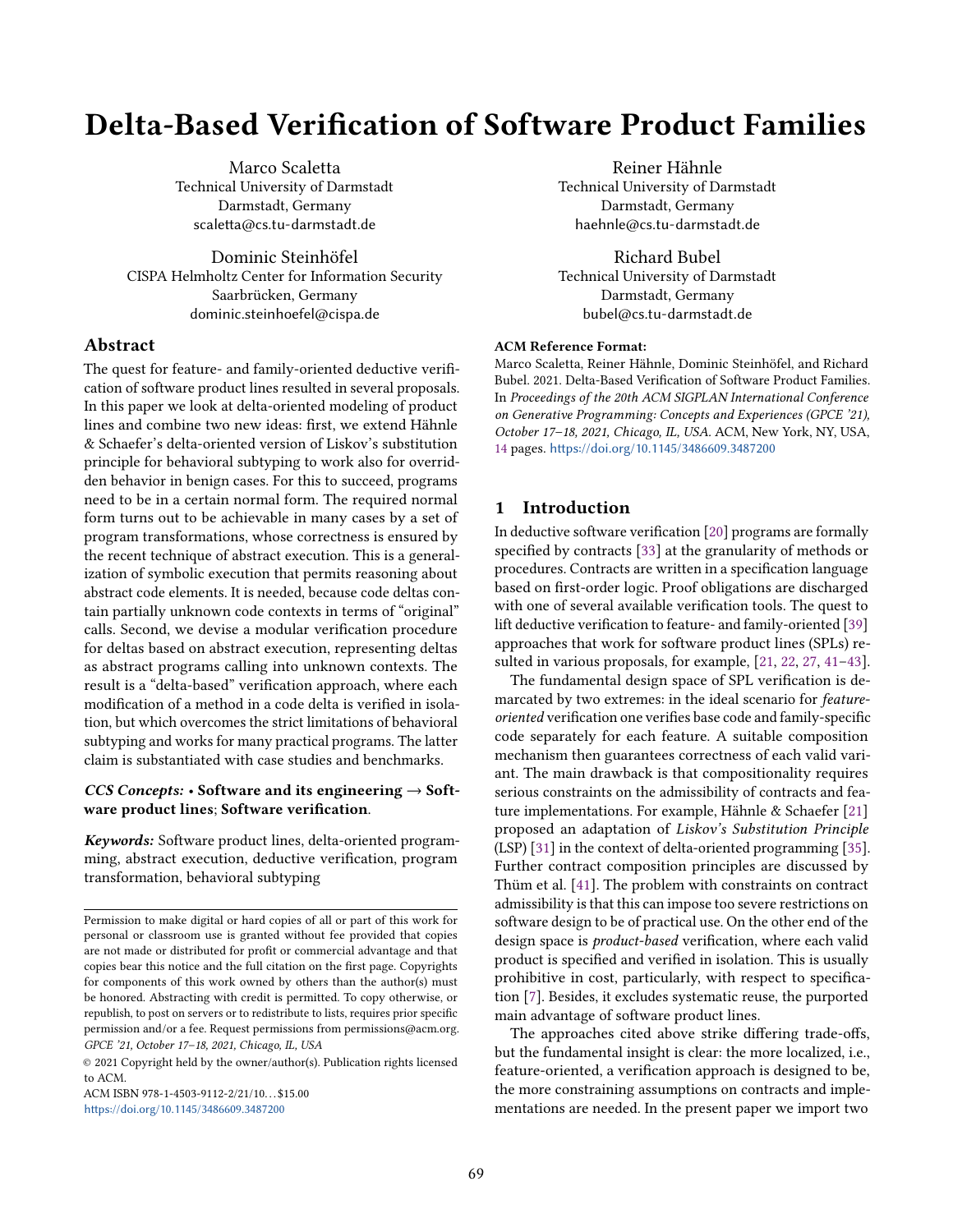# Delta-Based Verification of Software Product Families

Marco Scaletta
Technical University of Darmstadt
Darmstadt, Germany
scaletta@cs.tu-darmstadt.de

Reiner Hähnle
Technical University of Darmstadt
Darmstadt, Germany
haehnle@cs.tu-darmstadt.de

Dominic Steinhöfel
CISPA Helmholtz Center for Information Security
Saarbrücken, Germany
dominic.steinhoefel@cispa.de

Richard Bubel
Technical University of Darmstadt
Darmstadt, Germany
bubel@cs.tu-darmstadt.de

## Abstract

The quest for feature- and family-oriented deductive verification of software product lines resulted in several proposals. In this paper we look at delta-oriented modeling of product lines and combine two new ideas: first, we extend Hähnle & Schaefer's delta-oriented version of Liskov's substitution principle for behavioral subtyping to work also for overridden behavior in benign cases. For this to succeed, programs need to be in a certain normal form. The required normal form turns out to be achievable in many cases by a set of program transformations, whose correctness is ensured by the recent technique of abstract execution. This is a generalization of symbolic execution that permits reasoning about abstract code elements. It is needed, because code deltas contain partially unknown code contexts in terms of "original" calls. Second, we devise a modular verification procedure for deltas based on abstract execution, representing deltas as abstract programs calling into unknown contexts. The result is a "delta-based" verification approach, where each modification of a method in a code delta is verified in isolation, but which overcomes the strict limitations of behavioral subtyping and works for many practical programs. The latter claim is substantiated with case studies and benchmarks.

***CCS Concepts:*** • **Software and its engineering** → **Software product lines**; **Software verification**.

***Keywords:*** Software product lines, delta-oriented programming, abstract execution, deductive verification, program transformation, behavioral subtyping

Permission to make digital or hard copies of all or part of this work for personal or classroom use is granted without fee provided that copies are not made or distributed for profit or commercial advantage and that copies bear this notice and the full citation on the first page. Copyrights for components of this work owned by others than the author(s) must be honored. Abstracting with credit is permitted. To copy otherwise, or republish, to post on servers or to redistribute to lists, requires prior specific permission and/or a fee. Request permissions from permissions@acm.org.
*GPCE '21, October 17–18, 2021, Chicago, IL, USA*

© 2021 Copyright held by the owner/author(s). Publication rights licensed to ACM.
ACM ISBN 978-1-4503-9112-2/21/10...$15.00
https://doi.org/10.1145/3486609.3487200

**ACM Reference Format:**
Marco Scaletta, Reiner Hähnle, Dominic Steinhöfel, and Richard Bubel. 2021. Delta-Based Verification of Software Product Families. In *Proceedings of the 20th ACM SIGPLAN International Conference on Generative Programming: Concepts and Experiences (GPCE '21), October 17–18, 2021, Chicago, IL, USA.* ACM, New York, NY, USA, 14 pages. https://doi.org/10.1145/3486609.3487200

## 1 Introduction

In deductive software verification [20] programs are formally specified by contracts [33] at the granularity of methods or procedures. Contracts are written in a specification language based on first-order logic. Proof obligations are discharged with one of several available verification tools. The quest to lift deductive verification to feature- and family-oriented [39] approaches that work for software product lines (SPLs) resulted in various proposals, for example, [21, 22, 27, 41–43].

The fundamental design space of SPL verification is demarcated by two extremes: in the ideal scenario for *feature-oriented* verification one verifies base code and family-specific code separately for each feature. A suitable composition mechanism then guarantees correctness of each valid variant. The main drawback is that compositionality requires serious constraints on the admissibility of contracts and feature implementations. For example, Hähnle & Schaefer [21] proposed an adaptation of *Liskov's Substitution Principle* (LSP) [31] in the context of delta-oriented programming [35]. Further contract composition principles are discussed by Thüm et al. [41]. The problem with constraints on contract admissibility is that this can impose too severe restrictions on software design to be of practical use. On the other end of the design space is *product-based* verification, where each valid product is specified and verified in isolation. This is usually prohibitive in cost, particularly, with respect to specification [7]. Besides, it excludes systematic reuse, the purported main advantage of software product lines.

The approaches cited above strike differing trade-offs, but the fundamental insight is clear: the more localized, i.e., feature-oriented, a verification approach is designed to be, the more constraining assumptions on contracts and implementations are needed. In the present paper we import two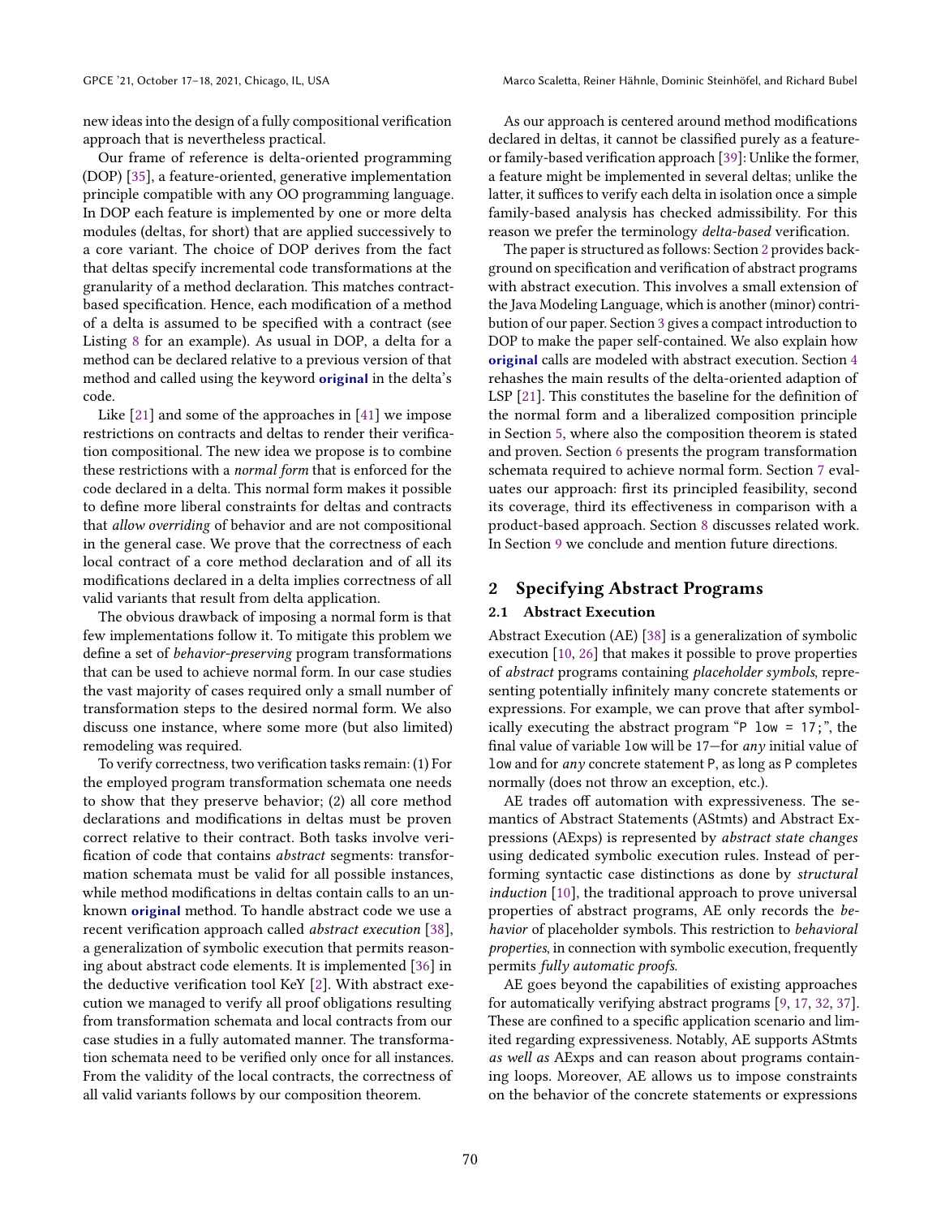new ideas into the design of a fully compositional verification approach that is nevertheless practical.

Our frame of reference is delta-oriented programming (DOP) [35], a feature-oriented, generative implementation principle compatible with any OO programming language. In DOP each feature is implemented by one or more delta modules (deltas, for short) that are applied successively to a core variant. The choice of DOP derives from the fact that deltas specify incremental code transformations at the granularity of a method declaration. This matches contract-based specification. Hence, each modification of a method of a delta is assumed to be specified with a contract (see Listing 8 for an example). As usual in DOP, a delta for a method can be declared relative to a previous version of that method and called using the keyword **original** in the delta's code.

Like [21] and some of the approaches in [41] we impose restrictions on contracts and deltas to render their verification compositional. The new idea we propose is to combine these restrictions with a *normal form* that is enforced for the code declared in a delta. This normal form makes it possible to define more liberal constraints for deltas and contracts that *allow overriding* of behavior and are not compositional in the general case. We prove that the correctness of each local contract of a core method declaration and of all its modifications declared in a delta implies correctness of all valid variants that result from delta application.

The obvious drawback of imposing a normal form is that few implementations follow it. To mitigate this problem we define a set of *behavior-preserving* program transformations that can be used to achieve normal form. In our case studies the vast majority of cases required only a small number of transformation steps to the desired normal form. We also discuss one instance, where some more (but also limited) remodeling was required.

To verify correctness, two verification tasks remain: (1) For the employed program transformation schemata one needs to show that they preserve behavior; (2) all core method declarations and modifications in deltas must be proven correct relative to their contract. Both tasks involve verification of code that contains *abstract* segments: transformation schemata must be valid for all possible instances, while method modifications in deltas contain calls to an unknown **original** method. To handle abstract code we use a recent verification approach called *abstract execution* [38], a generalization of symbolic execution that permits reasoning about abstract code elements. It is implemented [36] in the deductive verification tool KeY [2]. With abstract execution we managed to verify all proof obligations resulting from transformation schemata and local contracts from our case studies in a fully automated manner. The transformation schemata need to be verified only once for all instances. From the validity of the local contracts, the correctness of all valid variants follows by our composition theorem.

As our approach is centered around method modifications declared in deltas, it cannot be classified purely as a feature- or family-based verification approach [39]: Unlike the former, a feature might be implemented in several deltas; unlike the latter, it suffices to verify each delta in isolation once a simple family-based analysis has checked admissibility. For this reason we prefer the terminology *delta-based* verification.

The paper is structured as follows: Section 2 provides background on specification and verification of abstract programs with abstract execution. This involves a small extension of the Java Modeling Language, which is another (minor) contribution of our paper. Section 3 gives a compact introduction to DOP to make the paper self-contained. We also explain how **original** calls are modeled with abstract execution. Section 4 rehashes the main results of the delta-oriented adaption of LSP [21]. This constitutes the baseline for the definition of the normal form and a liberalized composition principle in Section 5, where also the composition theorem is stated and proven. Section 6 presents the program transformation schemata required to achieve normal form. Section 7 evaluates our approach: first its principled feasibility, second its coverage, third its effectiveness in comparison with a product-based approach. Section 8 discusses related work. In Section 9 we conclude and mention future directions.

## 2 Specifying Abstract Programs

### 2.1 Abstract Execution

Abstract Execution (AE) [38] is a generalization of symbolic execution [10, 26] that makes it possible to prove properties of *abstract* programs containing *placeholder symbols*, representing potentially infinitely many concrete statements or expressions. For example, we can prove that after symbolically executing the abstract program "`P low = 17;`", the final value of variable `low` will be 17—for *any* initial value of `low` and for *any* concrete statement `P`, as long as `P` completes normally (does not throw an exception, etc.).

AE trades off automation with expressiveness. The semantics of Abstract Statements (AStmts) and Abstract Expressions (AExps) is represented by *abstract state changes* using dedicated symbolic execution rules. Instead of performing syntactic case distinctions as done by *structural induction* [10], the traditional approach to prove universal properties of abstract programs, AE only records the *behavior* of placeholder symbols. This restriction to *behavioral properties*, in connection with symbolic execution, frequently permits *fully automatic proofs*.

AE goes beyond the capabilities of existing approaches for automatically verifying abstract programs [9, 17, 32, 37]. These are confined to a specific application scenario and limited regarding expressiveness. Notably, AE supports AStmts *as well as* AExps and can reason about programs containing loops. Moreover, AE allows us to impose constraints on the behavior of the concrete statements or expressions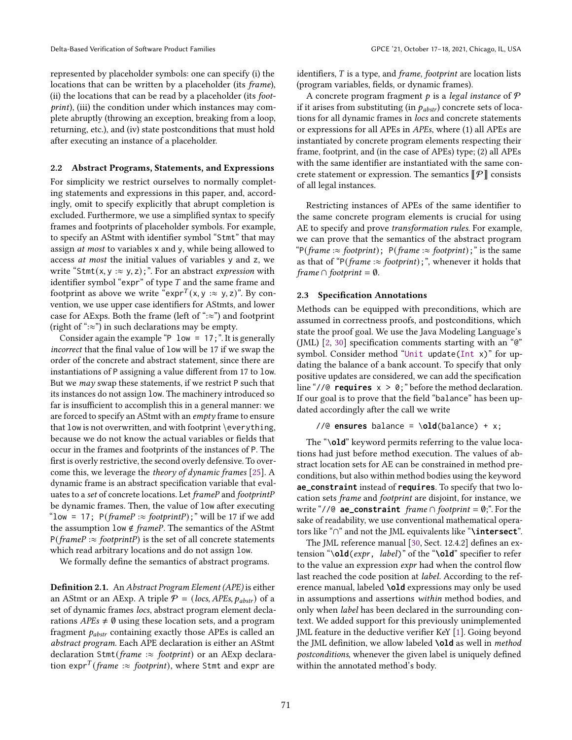represented by placeholder symbols: one can specify (i) the locations that can be written by a placeholder (its *frame*), (ii) the locations that can be read by a placeholder (its *footprint*), (iii) the condition under which instances may complete abruptly (throwing an exception, breaking from a loop, returning, etc.), and (iv) state postconditions that must hold after executing an instance of a placeholder.

### 2.2 Abstract Programs, Statements, and Expressions

For simplicity we restrict ourselves to normally completing statements and expressions in this paper, and, accordingly, omit to specify explicitly that abrupt completion is excluded. Furthermore, we use a simplified syntax to specify frames and footprints of placeholder symbols. For example, to specify an AStmt with identifier symbol "`Stmt`" that may assign *at most* to variables `x` and `y`, while being allowed to access *at most* the initial values of variables `y` and `z`, we write "`Stmt(x, y :≈ y, z);`". For an abstract *expression* with identifier symbol "`expr`" of type $T$ and the same frame and footprint as above we write "$\texttt{expr}^T(\texttt{x}, \texttt{y} :\approx \texttt{y}, \texttt{z})$". By convention, we use upper case identifiers for AStmts, and lower case for AExps. Both the frame (left of "$:\approx$") and footprint (right of "$:\approx$") in such declarations may be empty.

Consider again the example "`P low = 17;`". It is generally *incorrect* that the final value of `low` will be 17 if we swap the order of the concrete and abstract statement, since there are instantiations of `P` assigning a value different from 17 to `low`. But we *may* swap these statements, if we restrict `P` such that its instances do not assign `low`. The machinery introduced so far is insufficient to accomplish this in a general manner: we are forced to specify an AStmt with an *empty* frame to ensure that `low` is not overwritten, and with footprint `\everything`, because we do not know the actual variables or fields that occur in the frames and footprints of the instances of `P`. The first is overly restrictive, the second overly defensive. To overcome this, we leverage the *theory of dynamic frames* [25]. A dynamic frame is an abstract specification variable that evaluates to a *set* of concrete locations. Let *frameP* and *footprintP* be dynamic frames. Then, the value of `low` after executing "`low = 17; P(`*frameP* $:\approx$ *footprintP*`);`" will be 17 if we add the assumption `low` $\notin$ *frameP*. The semantics of the AStmt `P(`*frameP* $:\approx$ *footprintP*`)` is the set of all concrete statements which read arbitrary locations and do not assign `low`.

We formally define the semantics of abstract programs.

**Definition 2.1.** An *Abstract Program Element (APE)* is either an AStmt or an AExp. A triple $\mathcal{P} = (\mathit{locs}, \mathit{APEs}, p_{abstr})$ of a set of dynamic frames *locs*, abstract program element declarations $\mathit{APEs} \neq \emptyset$ using these location sets, and a program fragment $p_{abstr}$ containing exactly those APEs is called an *abstract program*. Each APE declaration is either an AStmt declaration `Stmt(`*frame* $:\approx$ *footprint*`)` or an AExp declaration $\texttt{expr}^T(\mathit{frame} :\approx \mathit{footprint})$, where `Stmt` and `expr` are identifiers, $T$ is a type, and *frame*, *footprint* are location lists (program variables, fields, or dynamic frames).

A concrete program fragment $p$ is a *legal instance* of $\mathcal{P}$ if it arises from substituting (in $p_{abstr}$) concrete sets of locations for all dynamic frames in *locs* and concrete statements or expressions for all APEs in *APEs*, where (1) all APEs are instantiated by concrete program elements respecting their frame, footprint, and (in the case of APEs) type; (2) all APEs with the same identifier are instantiated with the same concrete statement or expression. The semantics $[\![\mathcal{P}]\!]$ consists of all legal instances.

Restricting instances of APEs of the same identifier to the same concrete program elements is crucial for using AE to specify and prove *transformation rules*. For example, we can prove that the semantics of the abstract program "`P(`*frame* $:\approx$ *footprint*`); P(`*frame* $:\approx$ *footprint*`);`" is the same as that of "`P(`*frame* $:\approx$ *footprint*`);`", whenever it holds that $\mathit{frame} \cap \mathit{footprint} = \emptyset$.

### 2.3 Specification Annotations

Methods can be equipped with preconditions, which are assumed in correctness proofs, and postconditions, which state the proof goal. We use the Java Modeling Language's (JML) [2, 30] specification comments starting with an "`@`" symbol. Consider method "`Unit update(Int x)`" for updating the balance of a bank account. To specify that only positive updates are considered, we can add the specification line "`//@ requires x > 0;`" before the method declaration. If our goal is to prove that the field "`balance`" has been updated accordingly after the call we write

```
//@ ensures balance = \old(balance) + x;
```

The "**`\old`**" keyword permits referring to the value locations had just before method execution. The values of abstract location sets for AE can be constrained in method preconditions, but also within method bodies using the keyword **`ae_constraint`** instead of **`requires`**. To specify that two location sets *frame* and *footprint* are disjoint, for instance, we write "`//@ ae_constraint` $\mathit{frame} \cap \mathit{footprint} = \emptyset$;". For the sake of readability, we use conventional mathematical operators like "$\cap$" and not the JML equivalents like "**`\intersect`**".

The JML reference manual [30, Sect. 12.4.2] defines an extension "**`\old`**`(`*expr*`, ` *label*`)`" of the "**`\old`**" specifier to refer to the value an expression *expr* had when the control flow last reached the code position at *label*. According to the reference manual, labeled **`\old`** expressions may only be used in assumptions and assertions *within* method bodies, and only when *label* has been declared in the surrounding context. We added support for this previously unimplemented JML feature in the deductive verifier KeY [1]. Going beyond the JML definition, we allow labeled **`\old`** as well in *method postconditions*, whenever the given label is uniquely defined within the annotated method's body.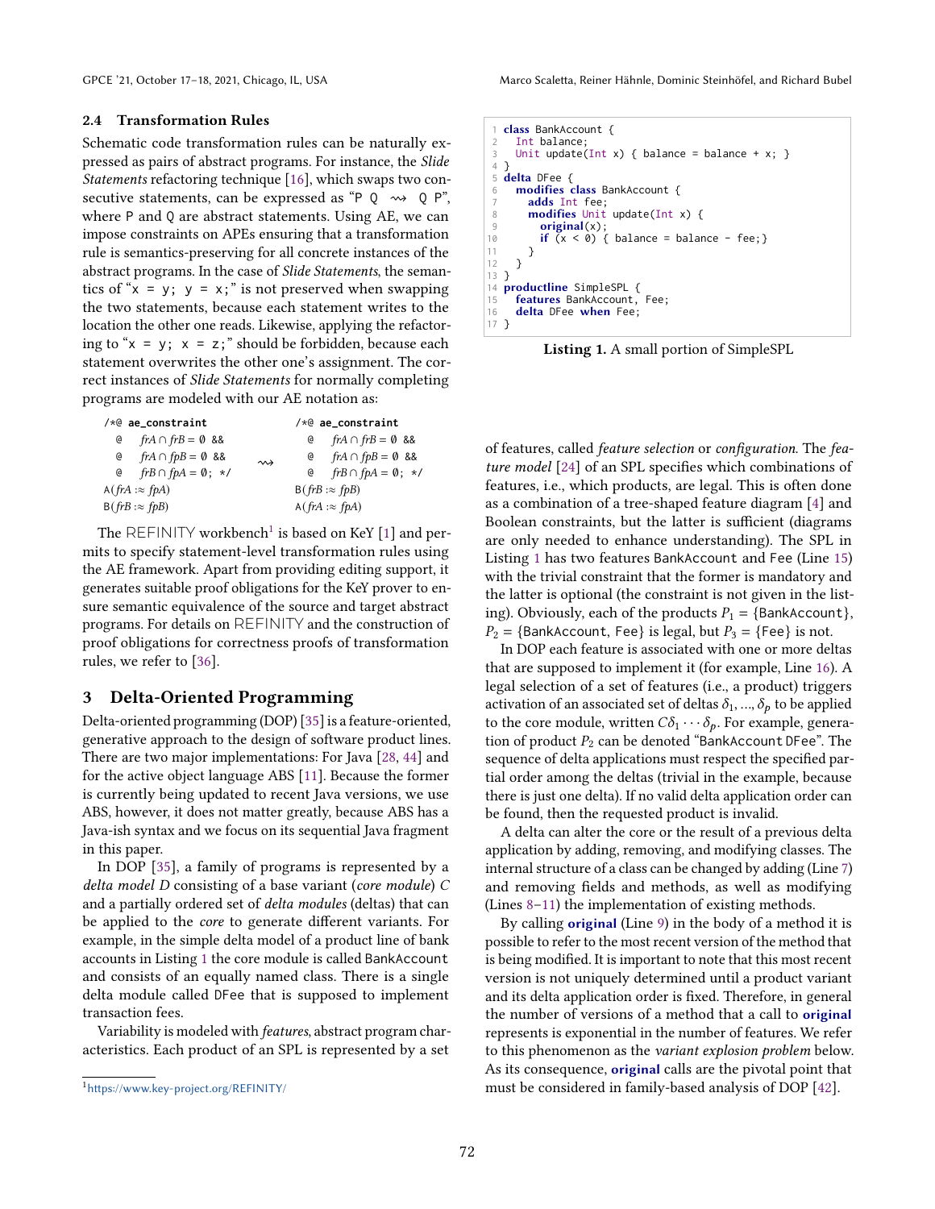### 2.4 Transformation Rules

Schematic code transformation rules can be naturally expressed as pairs of abstract programs. For instance, the *Slide Statements* refactoring technique [16], which swaps two consecutive statements, can be expressed as "`P Q` $\rightsquigarrow$ `Q P`", where `P` and `Q` are abstract statements. Using AE, we can impose constraints on APEs ensuring that a transformation rule is semantics-preserving for all concrete instances of the abstract programs. In the case of *Slide Statements*, the semantics of "`x = y; y = x;`" is not preserved when swapping the two statements, because each statement writes to the location the other one reads. Likewise, applying the refactoring to "`x = y; x = z;`" should be forbidden, because each statement overwrites the other one's assignment. The correct instances of *Slide Statements* for normally completing programs are modeled with our AE notation as:

| | | |
|---|---|---|
| `/*@ ae_constraint`<br>`@` $frA \cap frB = \emptyset$ `&&`<br>`@` $frA \cap fpB = \emptyset$ `&&`<br>`@` $frB \cap fpA = \emptyset$`; */`<br>`A(`$frA :\approx fpA$`)`<br>`B(`$frB :\approx fpB$`)` | $\rightsquigarrow$ | `/*@ ae_constraint`<br>`@` $frA \cap frB = \emptyset$ `&&`<br>`@` $frA \cap fpB = \emptyset$ `&&`<br>`@` $frB \cap fpA = \emptyset$`; */`<br>`B(`$frB :\approx fpB$`)`<br>`A(`$frA :\approx fpA$`)` |

The REFINITY workbench[1] is based on KeY [1] and permits to specify statement-level transformation rules using the AE framework. Apart from providing editing support, it generates suitable proof obligations for the KeY prover to ensure semantic equivalence of the source and target abstract programs. For details on REFINITY and the construction of proof obligations for correctness proofs of transformation rules, we refer to [36].

## 3 Delta-Oriented Programming

Delta-oriented programming (DOP) [35] is a feature-oriented, generative approach to the design of software product lines. There are two major implementations: For Java [28, 44] and for the active object language ABS [11]. Because the former is currently being updated to recent Java versions, we use ABS, however, it does not matter greatly, because ABS has a Java-ish syntax and we focus on its sequential Java fragment in this paper.

In DOP [35], a family of programs is represented by a *delta model D* consisting of a base variant (*core module*) *C* and a partially ordered set of *delta modules* (deltas) that can be applied to the *core* to generate different variants. For example, in the simple delta model of a product line of bank accounts in Listing 1 the core module is called `BankAccount` and consists of an equally named class. There is a single delta module called `DFee` that is supposed to implement transaction fees.

Variability is modeled with *features*, abstract program characteristics. Each product of an SPL is represented by a set

```
1  class BankAccount {
2    Int balance;
3    Unit update(Int x) { balance = balance + x; }
4  }
5  delta DFee {
6    modifies class BankAccount {
7      adds Int fee;
8      modifies Unit update(Int x) {
9        original(x);
10       if (x < 0) { balance = balance - fee;}
11     }
12   }
13 }
14 productline SimpleSPL {
15   features BankAccount, Fee;
16   delta DFee when Fee;
17 }
```

**Listing 1.** A small portion of SimpleSPL

of features, called *feature selection* or *configuration*. The *feature model* [24] of an SPL specifies which combinations of features, i.e., which products, are legal. This is often done as a combination of a tree-shaped feature diagram [4] and Boolean constraints, but the latter is sufficient (diagrams are only needed to enhance understanding). The SPL in Listing 1 has two features `BankAccount` and `Fee` (Line 15) with the trivial constraint that the former is mandatory and the latter is optional (the constraint is not given in the listing). Obviously, each of the products $P_1 = \{$`BankAccount`$\}$, $P_2 = \{$`BankAccount, Fee`$\}$ is legal, but $P_3 = \{$`Fee`$\}$ is not.

In DOP each feature is associated with one or more deltas that are supposed to implement it (for example, Line 16). A legal selection of a set of features (i.e., a product) triggers activation of an associated set of deltas $\delta_1, ..., \delta_p$ to be applied to the core module, written $C\delta_1 \cdots \delta_p$. For example, generation of product $P_2$ can be denoted "`BankAccount DFee`". The sequence of delta applications must respect the specified partial order among the deltas (trivial in the example, because there is just one delta). If no valid delta application order can be found, then the requested product is invalid.

A delta can alter the core or the result of a previous delta application by adding, removing, and modifying classes. The internal structure of a class can be changed by adding (Line 7) and removing fields and methods, as well as modifying (Lines 8–11) the implementation of existing methods.

By calling **`original`** (Line 9) in the body of a method it is possible to refer to the most recent version of the method that is being modified. It is important to note that this most recent version is not uniquely determined until a product variant and its delta application order is fixed. Therefore, in general the number of versions of a method that a call to **`original`** represents is exponential in the number of features. We refer to this phenomenon as the *variant explosion problem* below. As its consequence, **`original`** calls are the pivotal point that must be considered in family-based analysis of DOP [42].

[1] https://www.key-project.org/REFINITY/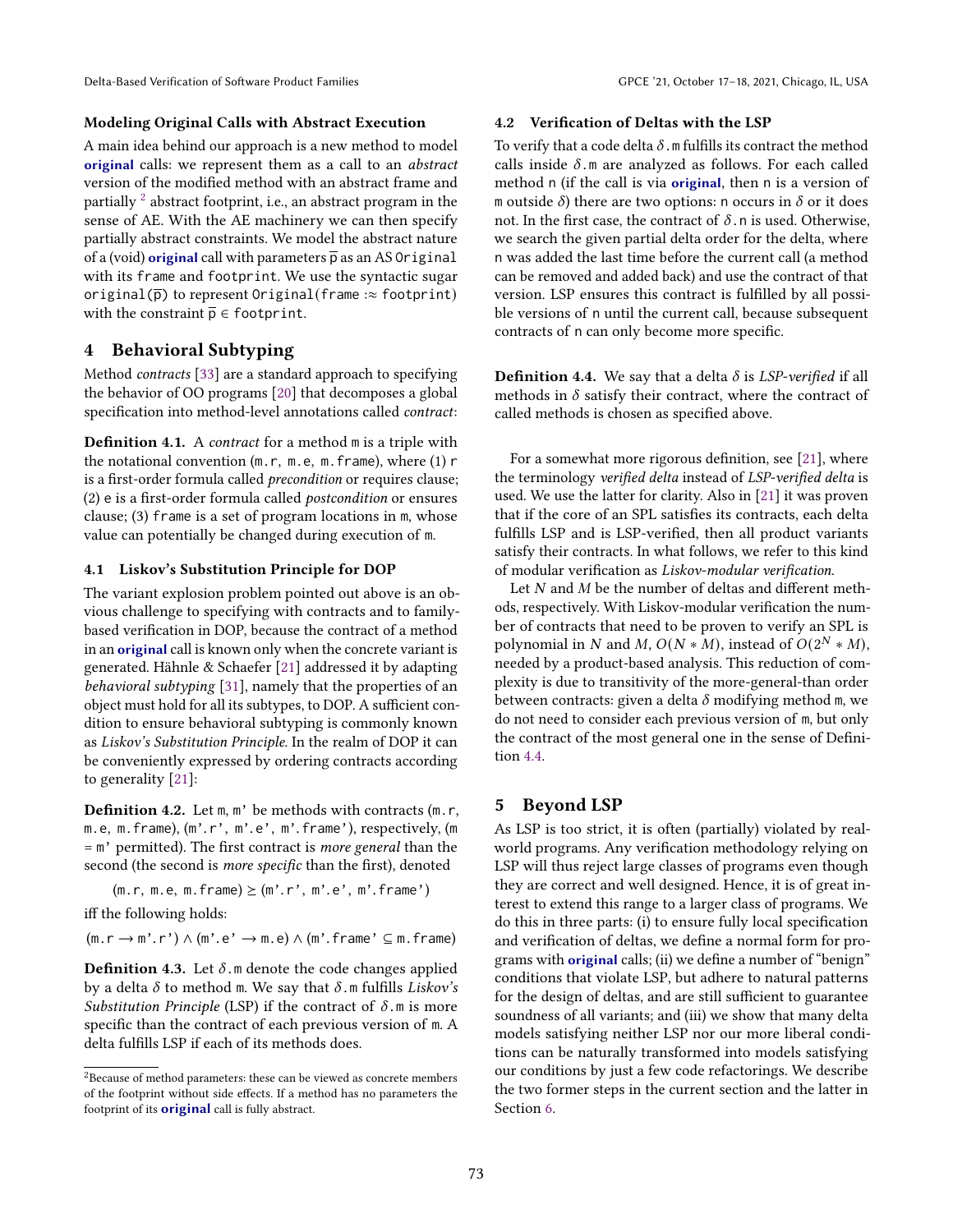**Modeling Original Calls with Abstract Execution**

A main idea behind our approach is a new method to model **original** calls: we represent them as a call to an *abstract* version of the modified method with an abstract frame and partially [2] abstract footprint, i.e., an abstract program in the sense of AE. With the AE machinery we can then specify partially abstract constraints. We model the abstract nature of a (void) **original** call with parameters $\overline{\mathtt{p}}$ as an AS `Original` with its `frame` and `footprint`. We use the syntactic sugar `original`($\overline{\mathtt{p}}$) to represent `Original(frame :≈ footprint)` with the constraint $\overline{\mathtt{p}} \in$ `footprint`.

## 4 Behavioral Subtyping

Method *contracts* [33] are a standard approach to specifying the behavior of OO programs [20] that decomposes a global specification into method-level annotations called *contract*:

**Definition 4.1.** A *contract* for a method `m` is a triple with the notational convention (`m.r`, `m.e`, `m.frame`), where (1) `r` is a first-order formula called *precondition* or requires clause; (2) `e` is a first-order formula called *postcondition* or ensures clause; (3) `frame` is a set of program locations in `m`, whose value can potentially be changed during execution of `m`.

### 4.1 Liskov's Substitution Principle for DOP

The variant explosion problem pointed out above is an obvious challenge to specifying with contracts and to family-based verification in DOP, because the contract of a method in an **original** call is known only when the concrete variant is generated. Hähnle & Schaefer [21] addressed it by adapting *behavioral subtyping* [31], namely that the properties of an object must hold for all its subtypes, to DOP. A sufficient condition to ensure behavioral subtyping is commonly known as *Liskov's Substitution Principle*. In the realm of DOP it can be conveniently expressed by ordering contracts according to generality [21]:

**Definition 4.2.** Let `m`, `m'` be methods with contracts (`m.r`, `m.e`, `m.frame`), (`m'.r'`, `m'.e'`, `m'.frame'`), respectively, (`m = m'` permitted). The first contract is *more general* than the second (the second is *more specific* than the first), denoted

$$(\mathtt{m.r},\ \mathtt{m.e},\ \mathtt{m.frame}) \succeq (\mathtt{m'.r'},\ \mathtt{m'.e'},\ \mathtt{m'.frame'})$$

iff the following holds:

$$(\mathtt{m.r} \rightarrow \mathtt{m'.r'}) \wedge (\mathtt{m'.e'} \rightarrow \mathtt{m.e}) \wedge (\mathtt{m'.frame'} \subseteq \mathtt{m.frame})$$

**Definition 4.3.** Let $\delta$.`m` denote the code changes applied by a delta $\delta$ to method `m`. We say that $\delta$.`m` fulfills *Liskov's Substitution Principle* (LSP) if the contract of $\delta$.`m` is more specific than the contract of each previous version of `m`. A delta fulfills LSP if each of its methods does.

[2] Because of method parameters: these can be viewed as concrete members of the footprint without side effects. If a method has no parameters the footprint of its **original** call is fully abstract.

### 4.2 Verification of Deltas with the LSP

To verify that a code delta $\delta$.`m` fulfills its contract the method calls inside $\delta$.`m` are analyzed as follows. For each called method `n` (if the call is via **original**, then `n` is a version of `m` outside $\delta$) there are two options: `n` occurs in $\delta$ or it does not. In the first case, the contract of $\delta$.`n` is used. Otherwise, we search the given partial delta order for the delta, where `n` was added the last time before the current call (a method can be removed and added back) and use the contract of that version. LSP ensures this contract is fulfilled by all possible versions of `n` until the current call, because subsequent contracts of `n` can only become more specific.

**Definition 4.4.** We say that a delta $\delta$ is *LSP-verified* if all methods in $\delta$ satisfy their contract, where the contract of called methods is chosen as specified above.

For a somewhat more rigorous definition, see [21], where the terminology *verified delta* instead of *LSP-verified delta* is used. We use the latter for clarity. Also in [21] it was proven that if the core of an SPL satisfies its contracts, each delta fulfills LSP and is LSP-verified, then all product variants satisfy their contracts. In what follows, we refer to this kind of modular verification as *Liskov-modular verification.*

Let $N$ and $M$ be the number of deltas and different methods, respectively. With Liskov-modular verification the number of contracts that need to be proven to verify an SPL is polynomial in $N$ and $M$, $O(N * M)$, instead of $O(2^N * M)$, needed by a product-based analysis. This reduction of complexity is due to transitivity of the more-general-than order between contracts: given a delta $\delta$ modifying method `m`, we do not need to consider each previous version of `m`, but only the contract of the most general one in the sense of Definition 4.4.

## 5 Beyond LSP

As LSP is too strict, it is often (partially) violated by real-world programs. Any verification methodology relying on LSP will thus reject large classes of programs even though they are correct and well designed. Hence, it is of great interest to extend this range to a larger class of programs. We do this in three parts: (i) to ensure fully local specification and verification of deltas, we define a normal form for programs with **original** calls; (ii) we define a number of "benign" conditions that violate LSP, but adhere to natural patterns for the design of deltas, and are still sufficient to guarantee soundness of all variants; and (iii) we show that many delta models satisfying neither LSP nor our more liberal conditions can be naturally transformed into models satisfying our conditions by just a few code refactorings. We describe the two former steps in the current section and the latter in Section 6.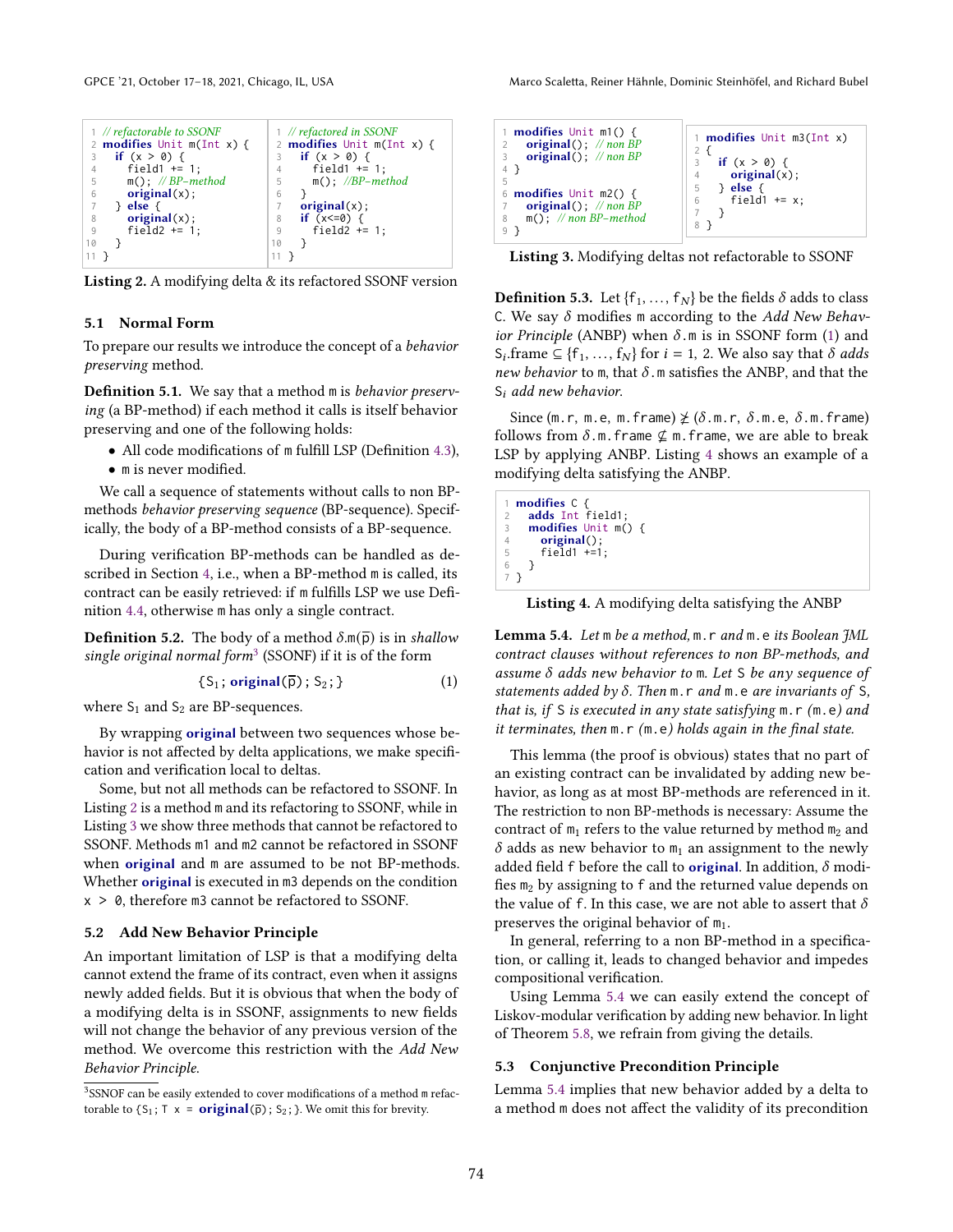```
// refactorable to SSONF
modifies Unit m(Int x) {
  if (x > 0) {
    field1 += 1;
    m(); // BP-method
    original(x);
  } else {
    original(x);
    field2 += 1;
  }
}
```

```
// refactored in SSONF
modifies Unit m(Int x) {
  if (x > 0) {
    field1 += 1;
    m(); //BP-method
  }
  original(x);
  if (x<=0) {
    field2 += 1;
  }
}
```

**Listing 2.** A modifying delta & its refactored SSONF version

## 5.1 Normal Form

To prepare our results we introduce the concept of a *behavior preserving* method.

**Definition 5.1.** We say that a method m is *behavior preserving* (a BP-method) if each method it calls is itself behavior preserving and one of the following holds:

- All code modifications of m fulfill LSP (Definition 4.3),
- m is never modified.

We call a sequence of statements without calls to non BP-methods *behavior preserving sequence* (BP-sequence). Specifically, the body of a BP-method consists of a BP-sequence.

During verification BP-methods can be handled as described in Section 4, i.e., when a BP-method m is called, its contract can be easily retrieved: if m fulfills LSP we use Definition 4.4, otherwise m has only a single contract.

**Definition 5.2.** The body of a method $\delta.\mathtt{m}(\overline{\mathtt{p}})$ is in *shallow single original normal form*[3] (SSONF) if it is of the form

$$\{\mathtt{S}_1;\ \textbf{original}(\overline{\mathtt{p}});\ \mathtt{S}_2;\} \tag{1}$$

where $\mathtt{S}_1$ and $\mathtt{S}_2$ are BP-sequences.

By wrapping **original** between two sequences whose behavior is not affected by delta applications, we make specification and verification local to deltas.

Some, but not all methods can be refactored to SSONF. In Listing 2 is a method m and its refactoring to SSONF, while in Listing 3 we show three methods that cannot be refactored to SSONF. Methods m1 and m2 cannot be refactored in SSONF when **original** and m are assumed to be not BP-methods. Whether **original** is executed in m3 depends on the condition x > 0, therefore m3 cannot be refactored to SSONF.

## 5.2 Add New Behavior Principle

An important limitation of LSP is that a modifying delta cannot extend the frame of its contract, even when it assigns newly added fields. But it is obvious that when the body of a modifying delta is in SSONF, assignments to new fields will not change the behavior of any previous version of the method. We overcome this restriction with the *Add New Behavior Principle*.

[3] SSNOF can be easily extended to cover modifications of a method m refactorable to $\{\mathtt{S}_1;\ \mathtt{T}\ \mathtt{x}\ =\ \textbf{original}(\overline{\mathtt{p}});\ \mathtt{S}_2;\}$. We omit this for brevity.

```
modifies Unit m1() {
  original(); // non BP
  original(); // non BP
}

modifies Unit m2() {
  original(); // non BP
  m(); // non BP-method
}
```

```
modifies Unit m3(Int x)
{
  if (x > 0) {
    original(x);
  } else {
    field1 += x;
  }
}
```

**Listing 3.** Modifying deltas not refactorable to SSONF

**Definition 5.3.** Let $\{\mathtt{f}_1, \ldots, \mathtt{f}_N\}$ be the fields $\delta$ adds to class C. We say $\delta$ modifies m according to the *Add New Behavior Principle* (ANBP) when $\delta.\mathtt{m}$ is in SSONF form (1) and $\mathtt{S}_i$.frame $\subseteq \{\mathtt{f}_1, \ldots, \mathtt{f}_N\}$ for $i = 1, 2$. We also say that $\delta$ *adds new behavior* to m, that $\delta.\mathtt{m}$ satisfies the ANBP, and that the $\mathtt{S}_i$ *add new behavior.*

Since $(\mathtt{m.r},\ \mathtt{m.e},\ \mathtt{m.frame}) \not\succeq (\delta.\mathtt{m.r},\ \delta.\mathtt{m.e},\ \delta.\mathtt{m.frame})$ follows from $\delta.\mathtt{m.frame} \not\subseteq \mathtt{m.frame}$, we are able to break LSP by applying ANBP. Listing 4 shows an example of a modifying delta satisfying the ANBP.

```
modifies C {
  adds Int field1;
  modifies Unit m() {
    original();
    field1 +=1;
  }
}
```

**Listing 4.** A modifying delta satisfying the ANBP

**Lemma 5.4.** *Let* m *be a method,* m.r *and* m.e *its Boolean JML contract clauses without references to non BP-methods, and assume* $\delta$ *adds new behavior to* m*. Let* S *be any sequence of statements added by* $\delta$*. Then* m.r *and* m.e *are invariants of* S*, that is, if* S *is executed in any state satisfying* m.r *(*m.e*) and it terminates, then* m.r *(*m.e*) holds again in the final state.*

This lemma (the proof is obvious) states that no part of an existing contract can be invalidated by adding new behavior, as long as at most BP-methods are referenced in it. The restriction to non BP-methods is necessary: Assume the contract of $\mathtt{m}_1$ refers to the value returned by method $\mathtt{m}_2$ and $\delta$ adds as new behavior to $\mathtt{m}_1$ an assignment to the newly added field f before the call to **original**. In addition, $\delta$ modifies $\mathtt{m}_2$ by assigning to f and the returned value depends on the value of f. In this case, we are not able to assert that $\delta$ preserves the original behavior of $\mathtt{m}_1$.

In general, referring to a non BP-method in a specification, or calling it, leads to changed behavior and impedes compositional verification.

Using Lemma 5.4 we can easily extend the concept of Liskov-modular verification by adding new behavior. In light of Theorem 5.8, we refrain from giving the details.

## 5.3 Conjunctive Precondition Principle

Lemma 5.4 implies that new behavior added by a delta to a method m does not affect the validity of its precondition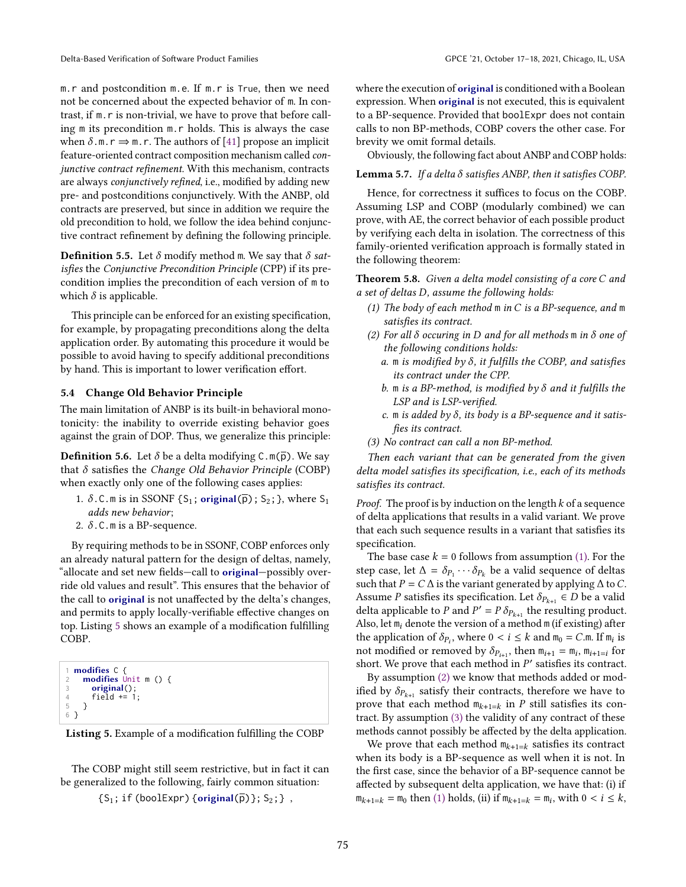m.r and postcondition m.e. If m.r is True, then we need not be concerned about the expected behavior of m. In contrast, if m.r is non-trivial, we have to prove that before calling m its precondition m.r holds. This is always the case when $\delta$.m.r $\Rightarrow$ m.r. The authors of [41] propose an implicit feature-oriented contract composition mechanism called *conjunctive contract refinement*. With this mechanism, contracts are always *conjunctively refined*, i.e., modified by adding new pre- and postconditions conjunctively. With the ANBP, old contracts are preserved, but since in addition we require the old precondition to hold, we follow the idea behind conjunctive contract refinement by defining the following principle.

**Definition 5.5.** Let $\delta$ modify method m. We say that $\delta$ *satisfies* the *Conjunctive Precondition Principle* (CPP) if its precondition implies the precondition of each version of m to which $\delta$ is applicable.

This principle can be enforced for an existing specification, for example, by propagating preconditions along the delta application order. By automating this procedure it would be possible to avoid having to specify additional preconditions by hand. This is important to lower verification effort.

### 5.4 Change Old Behavior Principle

The main limitation of ANBP is its built-in behavioral monotonicity: the inability to override existing behavior goes against the grain of DOP. Thus, we generalize this principle:

**Definition 5.6.** Let $\delta$ be a delta modifying C.m($\overline{\text{p}}$). We say that $\delta$ satisfies the *Change Old Behavior Principle* (COBP) when exactly only one of the following cases applies:

1. $\delta$.C.m is in SSONF {S$_1$; **original**($\overline{\text{p}}$); S$_2$;}, where S$_1$ *adds new behavior*;
2. $\delta$.C.m is a BP-sequence.

By requiring methods to be in SSONF, COBP enforces only an already natural pattern for the design of deltas, namely, "allocate and set new fields—call to **original**—possibly override old values and result". This ensures that the behavior of the call to **original** is not unaffected by the delta's changes, and permits to apply locally-verifiable effective changes on top. Listing 5 shows an example of a modification fulfilling COBP.

```
1 modifies C {
2   modifies Unit m () {
3     original();
4     field += 1;
5   }
6 }
```

**Listing 5.** Example of a modification fulfilling the COBP

The COBP might still seem restrictive, but in fact it can be generalized to the following, fairly common situation:

{S$_1$; if (boolExpr) {**original**($\overline{\text{p}}$)}; S$_2$;} ,

where the execution of **original** is conditioned with a Boolean expression. When **original** is not executed, this is equivalent to a BP-sequence. Provided that boolExpr does not contain calls to non BP-methods, COBP covers the other case. For brevity we omit formal details.

Obviously, the following fact about ANBP and COBP holds:

**Lemma 5.7.** *If a delta $\delta$ satisfies ANBP, then it satisfies COBP.*

Hence, for correctness it suffices to focus on the COBP. Assuming LSP and COBP (modularly combined) we can prove, with AE, the correct behavior of each possible product by verifying each delta in isolation. The correctness of this family-oriented verification approach is formally stated in the following theorem:

**Theorem 5.8.** *Given a delta model consisting of a core $C$ and a set of deltas $D$, assume the following holds:*

*(1) The body of each method* m *in $C$ is a BP-sequence, and* m *satisfies its contract.*
*(2) For all $\delta$ occuring in $D$ and for all methods* m *in $\delta$ one of the following conditions holds:*
  *a.* m *is modified by $\delta$, it fulfills the COBP, and satisfies its contract under the CPP.*
  *b.* m *is a BP-method, is modified by $\delta$ and it fulfills the LSP and is LSP-verified.*
  *c.* m *is added by $\delta$, its body is a BP-sequence and it satisfies its contract.*
*(3) No contract can call a non BP-method.*

*Then each variant that can be generated from the given delta model satisfies its specification, i.e., each of its methods satisfies its contract.*

*Proof.* The proof is by induction on the length $k$ of a sequence of delta applications that results in a valid variant. We prove that each such sequence results in a variant that satisfies its specification.

The base case $k = 0$ follows from assumption (1). For the step case, let $\Delta = \delta_{P_1} \cdots \delta_{P_k}$ be a valid sequence of deltas such that $P = C\,\Delta$ is the variant generated by applying $\Delta$ to $C$. Assume $P$ satisfies its specification. Let $\delta_{P_{k+1}} \in D$ be a valid delta applicable to $P$ and $P' = P\,\delta_{P_{k+1}}$ the resulting product. Also, let $\mathtt{m}_i$ denote the version of a method m (if existing) after the application of $\delta_{P_i}$, where $0 < i \le k$ and $\mathtt{m}_0 = C.\mathtt{m}$. If $\mathtt{m}_i$ is not modified or removed by $\delta_{P_{i+1}}$, then $\mathtt{m}_{i+1} = \mathtt{m}_i$, $\mathtt{m}_{i+1=i}$ for short. We prove that each method in $P'$ satisfies its contract.

By assumption (2) we know that methods added or modified by $\delta_{P_{k+1}}$ satisfy their contracts, therefore we have to prove that each method $\mathtt{m}_{k+1=k}$ in $P$ still satisfies its contract. By assumption (3) the validity of any contract of these methods cannot possibly be affected by the delta application.

We prove that each method $\mathtt{m}_{k+1=k}$ satisfies its contract when its body is a BP-sequence as well when it is not. In the first case, since the behavior of a BP-sequence cannot be affected by subsequent delta application, we have that: (i) if $\mathtt{m}_{k+1=k} = \mathtt{m}_0$ then (1) holds, (ii) if $\mathtt{m}_{k+1=k} = \mathtt{m}_i$, with $0 < i \le k$,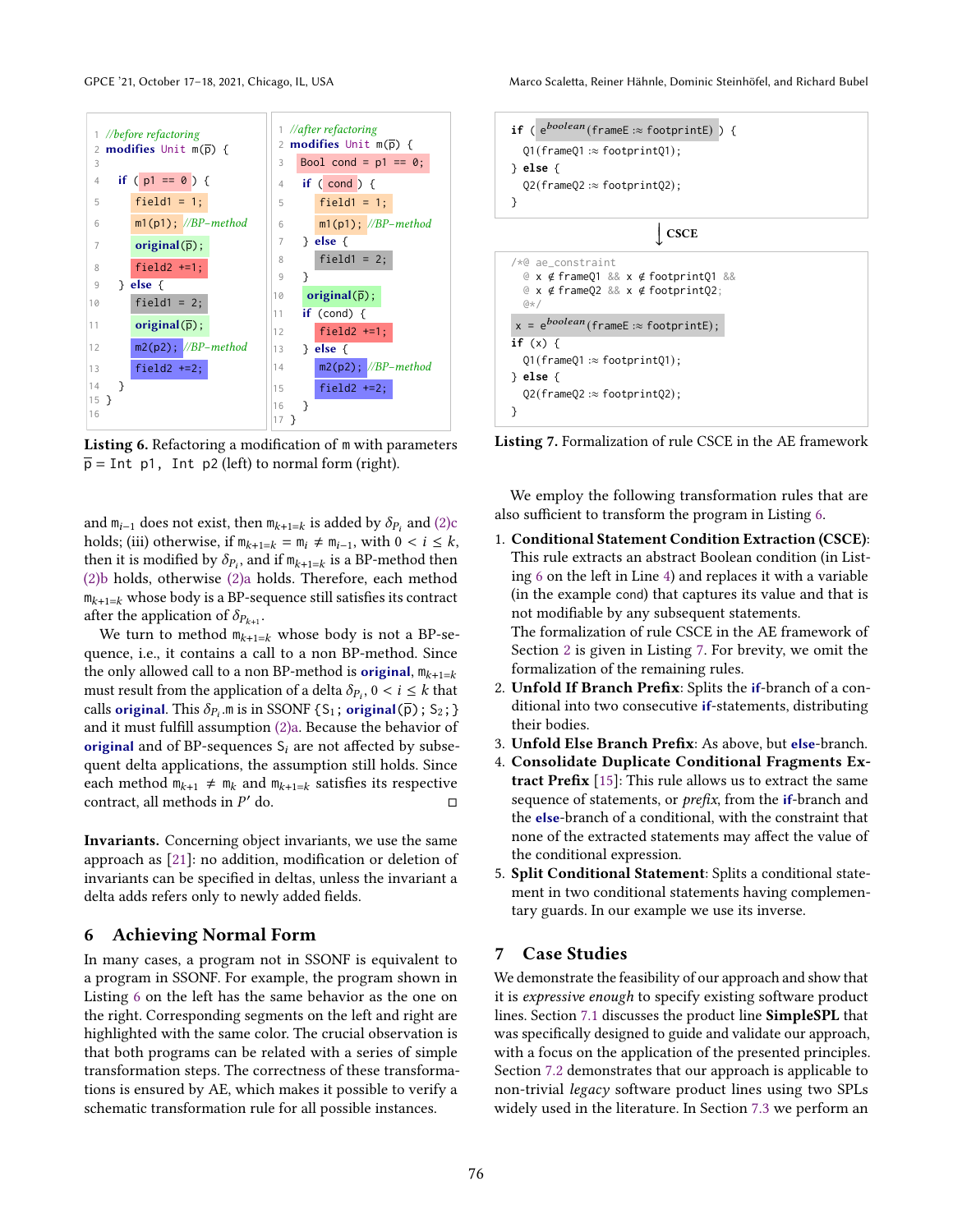```
1  //before refactoring
2  modifies Unit m(p̄) {
3
4    if ( p1 == 0 ) {
5      field1 = 1;
6      m1(p1); //BP-method
7      original(p̄);
8      field2 +=1;
9    } else {
10     field1 = 2;
11     original(p̄);
12     m2(p2); //BP-method
13     field2 +=2;
14   }
15 }
16
```

```
1  //after refactoring
2  modifies Unit m(p̄) {
3    Bool cond = p1 == 0;
4    if ( cond ) {
5      field1 = 1;
6      m1(p1); //BP-method
7    } else {
8      field1 = 2;
9    }
10   original(p̄);
11   if (cond) {
12     field2 +=1;
13   } else {
14     m2(p2); //BP-method
15     field2 +=2;
16   }
17 }
```

**Listing 6.** Refactoring a modification of `m` with parameters $\overline{\mathtt{p}}$ = `Int p1, Int p2` (left) to normal form (right).

and $\mathtt{m}_{i-1}$ does not exist, then $\mathtt{m}_{k+1=k}$ is added by $\delta_{P_i}$ and (2)c holds; (iii) otherwise, if $\mathtt{m}_{k+1=k} = \mathtt{m}_i \neq \mathtt{m}_{i-1}$, with $0 < i \leq k$, then it is modified by $\delta_{P_i}$, and if $\mathtt{m}_{k+1=k}$ is a BP-method then (2)b holds, otherwise (2)a holds. Therefore, each method $\mathtt{m}_{k+1=k}$ whose body is a BP-sequence still satisfies its contract after the application of $\delta_{P_{k+1}}$.

We turn to method $\mathtt{m}_{k+1=k}$ whose body is not a BP-sequence, i.e., it contains a call to a non BP-method. Since the only allowed call to a non BP-method is **original**, $\mathtt{m}_{k+1=k}$ must result from the application of a delta $\delta_{P_i}$, $0 < i \leq k$ that calls **original**. This $\delta_{P_i}.\mathtt{m}$ is in SSONF $\{\mathtt{S}_1;\ \textbf{original}(\overline{\mathtt{p}});\ \mathtt{S}_2;\}$ and it must fulfill assumption (2)a. Because the behavior of **original** and of BP-sequences $\mathtt{S}_i$ are not affected by subsequent delta applications, the assumption still holds. Since each method $\mathtt{m}_{k+1} \neq \mathtt{m}_k$ and $\mathtt{m}_{k+1=k}$ satisfies its respective contract, all methods in $P'$ do. □

**Invariants.** Concerning object invariants, we use the same approach as [21]: no addition, modification or deletion of invariants can be specified in deltas, unless the invariant a delta adds refers only to newly added fields.

## 6 Achieving Normal Form

In many cases, a program not in SSONF is equivalent to a program in SSONF. For example, the program shown in Listing 6 on the left has the same behavior as the one on the right. Corresponding segments on the left and right are highlighted with the same color. The crucial observation is that both programs can be related with a series of simple transformation steps. The correctness of these transformations is ensured by AE, which makes it possible to verify a schematic transformation rule for all possible instances.

```
if ( e^boolean(frameE :≈ footprintE) ) {
  Q1(frameQ1 :≈ footprintQ1);
} else {
  Q2(frameQ2 :≈ footprintQ2);
}
```

↓ **CSCE**

```
/*@ ae_constraint
  @ x ∉ frameQ1 && x ∉ footprintQ1 &&
  @ x ∉ frameQ2 && x ∉ footprintQ2;
  @*/
x = e^boolean(frameE :≈ footprintE);
if (x) {
  Q1(frameQ1 :≈ footprintQ1);
} else {
  Q2(frameQ2 :≈ footprintQ2);
}
```

**Listing 7.** Formalization of rule CSCE in the AE framework

We employ the following transformation rules that are also sufficient to transform the program in Listing 6.

1. **Conditional Statement Condition Extraction (CSCE)**: This rule extracts an abstract Boolean condition (in Listing 6 on the left in Line 4) and replaces it with a variable (in the example `cond`) that captures its value and that is not modifiable by any subsequent statements.
   The formalization of rule CSCE in the AE framework of Section 2 is given in Listing 7. For brevity, we omit the formalization of the remaining rules.
2. **Unfold If Branch Prefix**: Splits the **if**-branch of a conditional into two consecutive **if**-statements, distributing their bodies.
3. **Unfold Else Branch Prefix**: As above, but **else**-branch.
4. **Consolidate Duplicate Conditional Fragments Extract Prefix** [15]: This rule allows us to extract the same sequence of statements, or *prefix*, from the **if**-branch and the **else**-branch of a conditional, with the constraint that none of the extracted statements may affect the value of the conditional expression.
5. **Split Conditional Statement**: Splits a conditional statement in two conditional statements having complementary guards. In our example we use its inverse.

## 7 Case Studies

We demonstrate the feasibility of our approach and show that it is *expressive enough* to specify existing software product lines. Section 7.1 discusses the product line **SimpleSPL** that was specifically designed to guide and validate our approach, with a focus on the application of the presented principles. Section 7.2 demonstrates that our approach is applicable to non-trivial *legacy* software product lines using two SPLs widely used in the literature. In Section 7.3 we perform an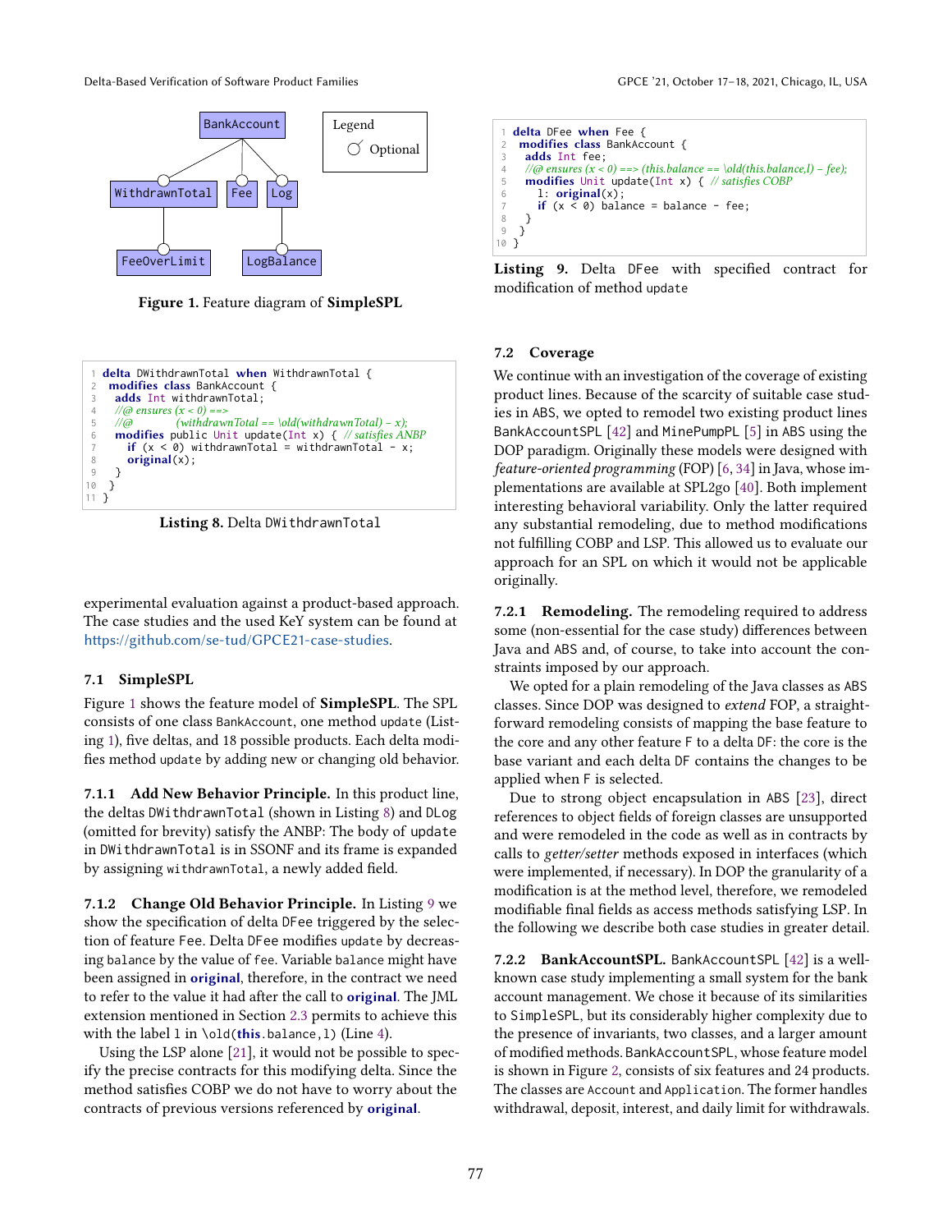Figure 1. Feature diagram of **SimpleSPL**

```
1  delta DWithdrawnTotal when WithdrawnTotal {
2   modifies class BankAccount {
3    adds Int withdrawnTotal;
4    //@ ensures (x < 0) ==>
5    //@          (withdrawnTotal == \old(withdrawnTotal) - x);
6    modifies public Unit update(Int x) { // satisfies ANBP
7      if (x < 0) withdrawnTotal = withdrawnTotal - x;
8      original(x);
9    }
10  }
11 }
```

**Listing 8.** Delta `DWithdrawnTotal`

experimental evaluation against a product-based approach. The case studies and the used KeY system can be found at https://github.com/se-tud/GPCE21-case-studies.

### 7.1 SimpleSPL

Figure 1 shows the feature model of **SimpleSPL**. The SPL consists of one class `BankAccount`, one method `update` (Listing 1), five deltas, and 18 possible products. Each delta modifies method `update` by adding new or changing old behavior.

**7.1.1 Add New Behavior Principle.** In this product line, the deltas `DWithdrawnTotal` (shown in Listing 8) and `DLog` (omitted for brevity) satisfy the ANBP: The body of `update` in `DWithdrawnTotal` is in SSONF and its frame is expanded by assigning `withdrawnTotal`, a newly added field.

**7.1.2 Change Old Behavior Principle.** In Listing 9 we show the specification of delta `DFee` triggered by the selection of feature `Fee`. Delta `DFee` modifies `update` by decreasing `balance` by the value of `fee`. Variable `balance` might have been assigned in **original**, therefore, in the contract we need to refer to the value it had after the call to **original**. The JML extension mentioned in Section 2.3 permits to achieve this with the label `l` in `\old(this.balance,l)` (Line 4).

Using the LSP alone [21], it would not be possible to specify the precise contracts for this modifying delta. Since the method satisfies COBP we do not have to worry about the contracts of previous versions referenced by **original**.

```
1  delta DFee when Fee {
2   modifies class BankAccount {
3    adds Int fee;
4    //@ ensures (x < 0) ==> (this.balance == \old(this.balance,l) - fee);
5    modifies Unit update(Int x) { // satisfies COBP
6      l: original(x);
7      if (x < 0) balance = balance - fee;
8    }
9   }
10 }
```

**Listing 9.** Delta `DFee` with specified contract for modification of method `update`

### 7.2 Coverage

We continue with an investigation of the coverage of existing product lines. Because of the scarcity of suitable case studies in ABS, we opted to remodel two existing product lines `BankAccountSPL` [42] and `MinePumpPL` [5] in ABS using the DOP paradigm. Originally these models were designed with *feature-oriented programming* (FOP) [6, 34] in Java, whose implementations are available at SPL2go [40]. Both implement interesting behavioral variability. Only the latter required any substantial remodeling, due to method modifications not fulfilling COBP and LSP. This allowed us to evaluate our approach for an SPL on which it would not be applicable originally.

**7.2.1 Remodeling.** The remodeling required to address some (non-essential for the case study) differences between Java and ABS and, of course, to take into account the constraints imposed by our approach.

We opted for a plain remodeling of the Java classes as ABS classes. Since DOP was designed to *extend* FOP, a straightforward remodeling consists of mapping the base feature to the core and any other feature `F` to a delta `DF`: the core is the base variant and each delta `DF` contains the changes to be applied when `F` is selected.

Due to strong object encapsulation in ABS [23], direct references to object fields of foreign classes are unsupported and were remodeled in the code as well as in contracts by calls to *getter/setter* methods exposed in interfaces (which were implemented, if necessary). In DOP the granularity of a modification is at the method level, therefore, we remodeled modifiable final fields as access methods satisfying LSP. In the following we describe both case studies in greater detail.

**7.2.2 BankAccountSPL.** `BankAccountSPL` [42] is a well-known case study implementing a small system for the bank account management. We chose it because of its similarities to `SimpleSPL`, but its considerably higher complexity due to the presence of invariants, two classes, and a larger amount of modified methods. `BankAccountSPL`, whose feature model is shown in Figure 2, consists of six features and 24 products. The classes are `Account` and `Application`. The former handles withdrawal, deposit, interest, and daily limit for withdrawals.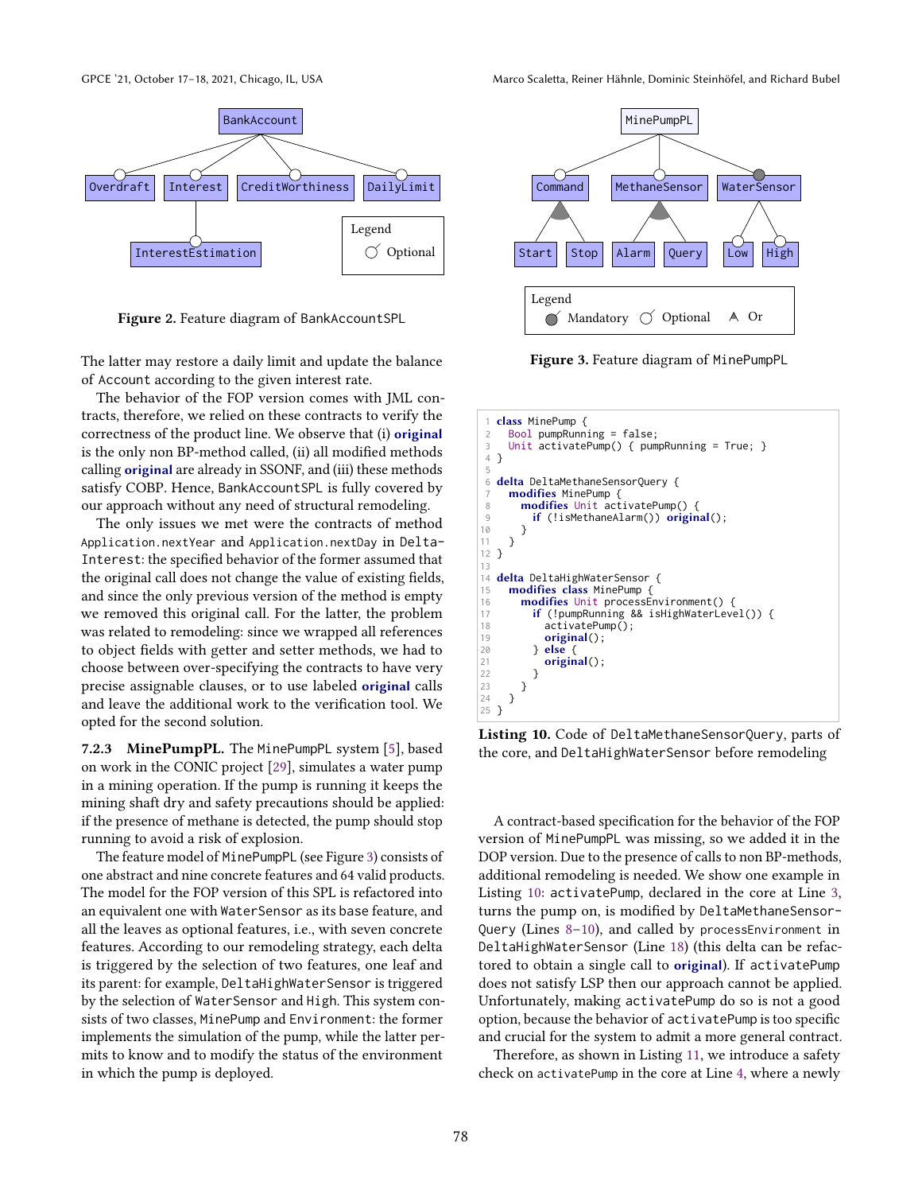Figure 2. Feature diagram of BankAccountSPL

The latter may restore a daily limit and update the balance of Account according to the given interest rate.

The behavior of the FOP version comes with JML contracts, therefore, we relied on these contracts to verify the correctness of the product line. We observe that (i) **original** is the only non BP-method called, (ii) all modified methods calling **original** are already in SSONF, and (iii) these methods satisfy COBP. Hence, BankAccountSPL is fully covered by our approach without any need of structural remodeling.

The only issues we met were the contracts of method Application.nextYear and Application.nextDay in DeltaInterest: the specified behavior of the former assumed that the original call does not change the value of existing fields, and since the only previous version of the method is empty we removed this original call. For the latter, the problem was related to remodeling: since we wrapped all references to object fields with getter and setter methods, we had to choose between over-specifying the contracts to have very precise assignable clauses, or to use labeled **original** calls and leave the additional work to the verification tool. We opted for the second solution.

**7.2.3 MinePumpPL.** The MinePumpPL system [5], based on work in the CONIC project [29], simulates a water pump in a mining operation. If the pump is running it keeps the mining shaft dry and safety precautions should be applied: if the presence of methane is detected, the pump should stop running to avoid a risk of explosion.

The feature model of MinePumpPL (see Figure 3) consists of one abstract and nine concrete features and 64 valid products. The model for the FOP version of this SPL is refactored into an equivalent one with WaterSensor as its base feature, and all the leaves as optional features, i.e., with seven concrete features. According to our remodeling strategy, each delta is triggered by the selection of two features, one leaf and its parent: for example, DeltaHighWaterSensor is triggered by the selection of WaterSensor and High. This system consists of two classes, MinePump and Environment: the former implements the simulation of the pump, while the latter permits to know and to modify the status of the environment in which the pump is deployed.

Figure 3. Feature diagram of MinePumpPL

```
1  class MinePump {
2    Bool pumpRunning = false;
3    Unit activatePump() { pumpRunning = True; }
4  }
5
6  delta DeltaMethaneSensorQuery {
7    modifies MinePump {
8      modifies Unit activatePump() {
9        if (!isMethaneAlarm()) original();
10     }
11   }
12 }
13
14 delta DeltaHighWaterSensor {
15   modifies class MinePump {
16     modifies Unit processEnvironment() {
17       if (!pumpRunning && isHighWaterLevel()) {
18         activatePump();
19         original();
20       } else {
21         original();
22       }
23     }
24   }
25 }
```

**Listing 10.** Code of DeltaMethaneSensorQuery, parts of the core, and DeltaHighWaterSensor before remodeling

A contract-based specification for the behavior of the FOP version of MinePumpPL was missing, so we added it in the DOP version. Due to the presence of calls to non BP-methods, additional remodeling is needed. We show one example in Listing 10: activatePump, declared in the core at Line 3, turns the pump on, is modified by DeltaMethaneSensorQuery (Lines 8–10), and called by processEnvironment in DeltaHighWaterSensor (Line 18) (this delta can be refactored to obtain a single call to **original**). If activatePump does not satisfy LSP then our approach cannot be applied. Unfortunately, making activatePump do so is not a good option, because the behavior of activatePump is too specific and crucial for the system to admit a more general contract.

Therefore, as shown in Listing 11, we introduce a safety check on activatePump in the core at Line 4, where a newly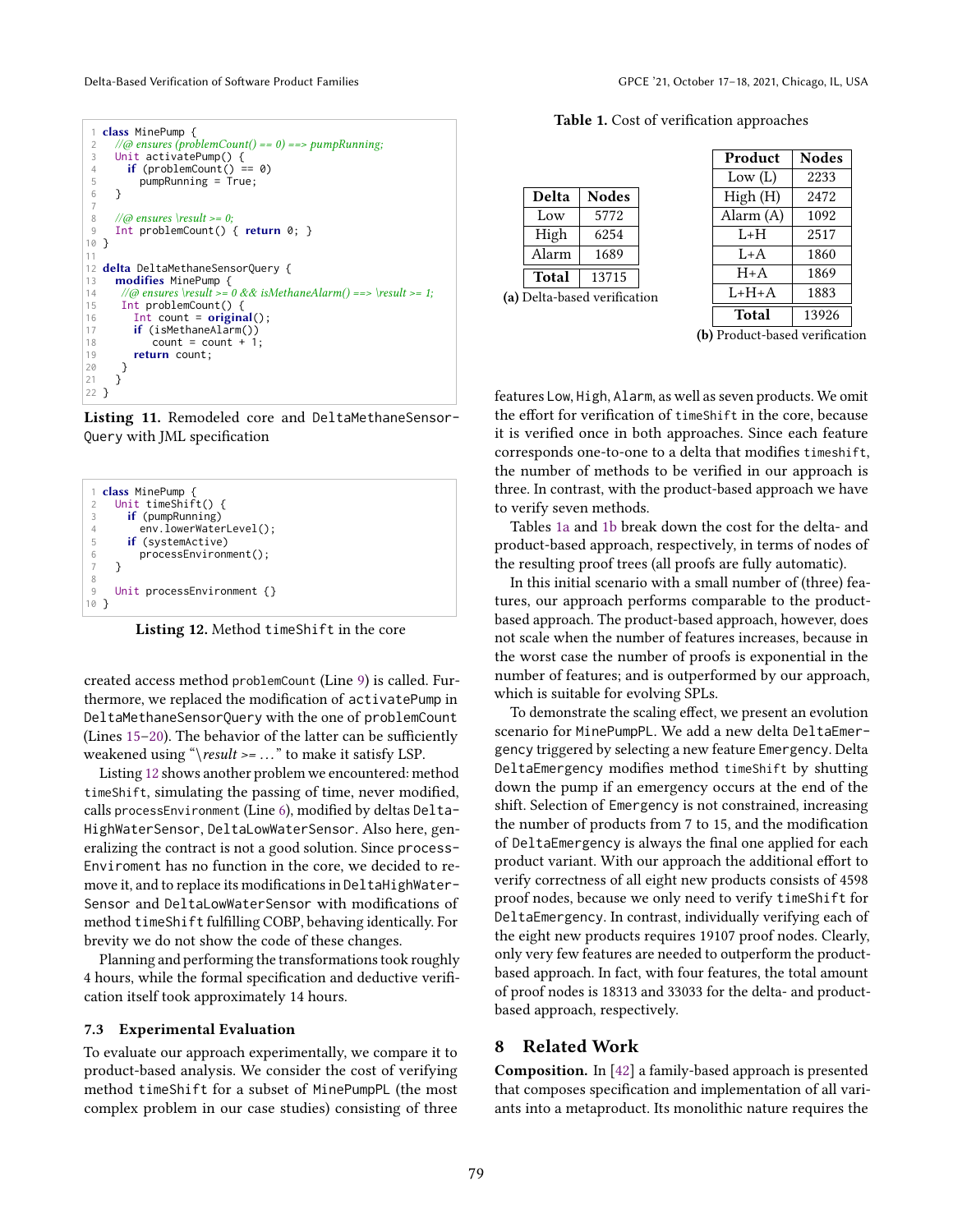```
1 class MinePump {
2   //@ ensures (problemCount() == 0) ==> pumpRunning;
3   Unit activatePump() {
4     if (problemCount() == 0)
5       pumpRunning = True;
6   }
7
8   //@ ensures \result >= 0;
9   Int problemCount() { return 0; }
10 }
11
12 delta DeltaMethaneSensorQuery {
13   modifies MinePump {
14     //@ ensures \result >= 0 && isMethaneAlarm() ==> \result >= 1;
15     Int problemCount() {
16       Int count = original();
17       if (isMethaneAlarm())
18         count = count + 1;
19       return count;
20     }
21   }
22 }
```

**Listing 11.** Remodeled core and DeltaMethaneSensorQuery with JML specification

```
1 class MinePump {
2   Unit timeShift() {
3     if (pumpRunning)
4       env.lowerWaterLevel();
5     if (systemActive)
6       processEnvironment();
7   }
8
9   Unit processEnvironment {}
10 }
```

**Listing 12.** Method timeShift in the core

created access method problemCount (Line 9) is called. Furthermore, we replaced the modification of activatePump in DeltaMethaneSensorQuery with the one of problemCount (Lines 15–20). The behavior of the latter can be sufficiently weakened using "\*result* >= ..." to make it satisfy LSP.

Listing 12 shows another problem we encountered: method timeShift, simulating the passing of time, never modified, calls processEnvironment (Line 6), modified by deltas DeltaHighWaterSensor, DeltaLowWaterSensor. Also here, generalizing the contract is not a good solution. Since processEnviroment has no function in the core, we decided to remove it, and to replace its modifications in DeltaHighWaterSensor and DeltaLowWaterSensor with modifications of method timeShift fulfilling COBP, behaving identically. For brevity we do not show the code of these changes.

Planning and performing the transformations took roughly 4 hours, while the formal specification and deductive verification itself took approximately 14 hours.

### 7.3 Experimental Evaluation

To evaluate our approach experimentally, we compare it to product-based analysis. We consider the cost of verifying method timeShift for a subset of MinePumpPL (the most complex problem in our case studies) consisting of three features Low, High, Alarm, as well as seven products. We omit the effort for verification of timeShift in the core, because it is verified once in both approaches. Since each feature corresponds one-to-one to a delta that modifies timeshift, the number of methods to be verified in our approach is three. In contrast, with the product-based approach we have to verify seven methods.

**Table 1.** Cost of verification approaches

| Delta | Nodes |
|---|---|
| Low | 5772 |
| High | 6254 |
| Alarm | 1689 |
| **Total** | 13715 |

**(a)** Delta-based verification

| Product | Nodes |
|---|---|
| Low (L) | 2233 |
| High (H) | 2472 |
| Alarm (A) | 1092 |
| L+H | 2517 |
| L+A | 1860 |
| H+A | 1869 |
| L+H+A | 1883 |
| **Total** | 13926 |

**(b)** Product-based verification

Tables 1a and 1b break down the cost for the delta- and product-based approach, respectively, in terms of nodes of the resulting proof trees (all proofs are fully automatic).

In this initial scenario with a small number of (three) features, our approach performs comparable to the product-based approach. The product-based approach, however, does not scale when the number of features increases, because in the worst case the number of proofs is exponential in the number of features; and is outperformed by our approach, which is suitable for evolving SPLs.

To demonstrate the scaling effect, we present an evolution scenario for MinePumpPL. We add a new delta DeltaEmergency triggered by selecting a new feature Emergency. Delta DeltaEmergency modifies method timeShift by shutting down the pump if an emergency occurs at the end of the shift. Selection of Emergency is not constrained, increasing the number of products from 7 to 15, and the modification of DeltaEmergency is always the final one applied for each product variant. With our approach the additional effort to verify correctness of all eight new products consists of 4598 proof nodes, because we only need to verify timeShift for DeltaEmergency. In contrast, individually verifying each of the eight new products requires 19107 proof nodes. Clearly, only very few features are needed to outperform the product-based approach. In fact, with four features, the total amount of proof nodes is 18313 and 33033 for the delta- and product-based approach, respectively.

## 8 Related Work

**Composition.** In [42] a family-based approach is presented that composes specification and implementation of all variants into a metaproduct. Its monolithic nature requires the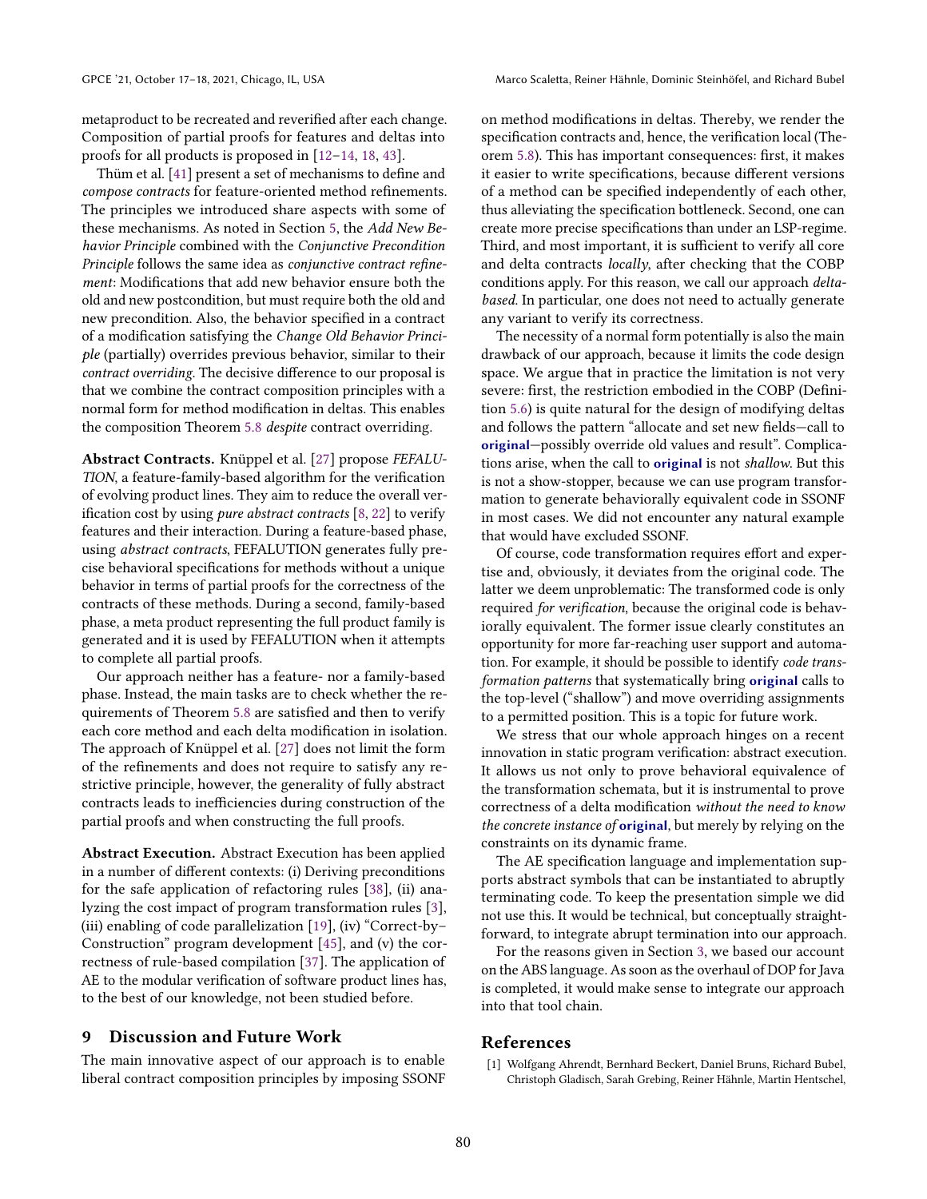metaproduct to be recreated and reverified after each change. Composition of partial proofs for features and deltas into proofs for all products is proposed in [12–14, 18, 43].

Thüm et al. [41] present a set of mechanisms to define and *compose contracts* for feature-oriented method refinements. The principles we introduced share aspects with some of these mechanisms. As noted in Section 5, the *Add New Behavior Principle* combined with the *Conjunctive Precondition Principle* follows the same idea as *conjunctive contract refinement*: Modifications that add new behavior ensure both the old and new postcondition, but must require both the old and new precondition. Also, the behavior specified in a contract of a modification satisfying the *Change Old Behavior Principle* (partially) overrides previous behavior, similar to their *contract overriding*. The decisive difference to our proposal is that we combine the contract composition principles with a normal form for method modification in deltas. This enables the composition Theorem 5.8 *despite* contract overriding.

**Abstract Contracts.** Knüppel et al. [27] propose *FEFALUTION*, a feature-family-based algorithm for the verification of evolving product lines. They aim to reduce the overall verification cost by using *pure abstract contracts* [8, 22] to verify features and their interaction. During a feature-based phase, using *abstract contracts*, FEFALUTION generates fully precise behavioral specifications for methods without a unique behavior in terms of partial proofs for the correctness of the contracts of these methods. During a second, family-based phase, a meta product representing the full product family is generated and it is used by FEFALUTION when it attempts to complete all partial proofs.

Our approach neither has a feature- nor a family-based phase. Instead, the main tasks are to check whether the requirements of Theorem 5.8 are satisfied and then to verify each core method and each delta modification in isolation. The approach of Knüppel et al. [27] does not limit the form of the refinements and does not require to satisfy any restrictive principle, however, the generality of fully abstract contracts leads to inefficiencies during construction of the partial proofs and when constructing the full proofs.

**Abstract Execution.** Abstract Execution has been applied in a number of different contexts: (i) Deriving preconditions for the safe application of refactoring rules [38], (ii) analyzing the cost impact of program transformation rules [3], (iii) enabling of code parallelization [19], (iv) "Correct-by–Construction" program development [45], and (v) the correctness of rule-based compilation [37]. The application of AE to the modular verification of software product lines has, to the best of our knowledge, not been studied before.

## 9 Discussion and Future Work

The main innovative aspect of our approach is to enable liberal contract composition principles by imposing SSONF on method modifications in deltas. Thereby, we render the specification contracts and, hence, the verification local (Theorem 5.8). This has important consequences: first, it makes it easier to write specifications, because different versions of a method can be specified independently of each other, thus alleviating the specification bottleneck. Second, one can create more precise specifications than under an LSP-regime. Third, and most important, it is sufficient to verify all core and delta contracts *locally*, after checking that the COBP conditions apply. For this reason, we call our approach *delta-based*. In particular, one does not need to actually generate any variant to verify its correctness.

The necessity of a normal form potentially is also the main drawback of our approach, because it limits the code design space. We argue that in practice the limitation is not very severe: first, the restriction embodied in the COBP (Definition 5.6) is quite natural for the design of modifying deltas and follows the pattern "allocate and set new fields—call to **original**—possibly override old values and result". Complications arise, when the call to **original** is not *shallow*. But this is not a show-stopper, because we can use program transformation to generate behaviorally equivalent code in SSONF in most cases. We did not encounter any natural example that would have excluded SSONF.

Of course, code transformation requires effort and expertise and, obviously, it deviates from the original code. The latter we deem unproblematic: The transformed code is only required *for verification*, because the original code is behaviorally equivalent. The former issue clearly constitutes an opportunity for more far-reaching user support and automation. For example, it should be possible to identify *code transformation patterns* that systematically bring **original** calls to the top-level ("shallow") and move overriding assignments to a permitted position. This is a topic for future work.

We stress that our whole approach hinges on a recent innovation in static program verification: abstract execution. It allows us not only to prove behavioral equivalence of the transformation schemata, but it is instrumental to prove correctness of a delta modification *without the need to know the concrete instance of* **original**, but merely by relying on the constraints on its dynamic frame.

The AE specification language and implementation supports abstract symbols that can be instantiated to abruptly terminating code. To keep the presentation simple we did not use this. It would be technical, but conceptually straightforward, to integrate abrupt termination into our approach.

For the reasons given in Section 3, we based our account on the ABS language. As soon as the overhaul of DOP for Java is completed, it would make sense to integrate our approach into that tool chain.

## References

[1] Wolfgang Ahrendt, Bernhard Beckert, Daniel Bruns, Richard Bubel, Christoph Gladisch, Sarah Grebing, Reiner Hähnle, Martin Hentschel,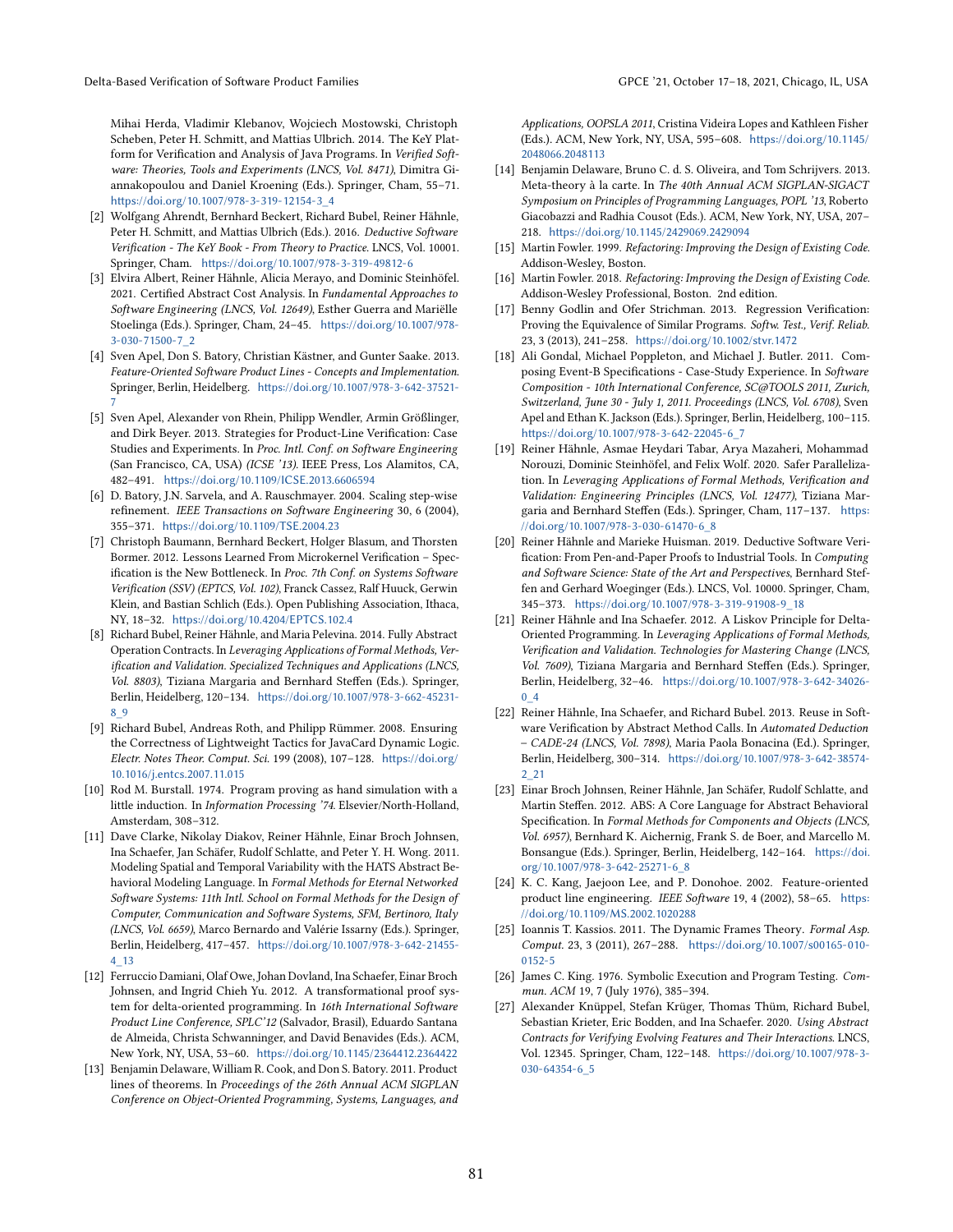Mihai Herda, Vladimir Klebanov, Wojciech Mostowski, Christoph Scheben, Peter H. Schmitt, and Mattias Ulbrich. 2014. The KeY Platform for Verification and Analysis of Java Programs. In *Verified Software: Theories, Tools and Experiments (LNCS, Vol. 8471)*, Dimitra Giannakopoulou and Daniel Kroening (Eds.). Springer, Cham, 55–71. https://doi.org/10.1007/978-3-319-12154-3_4

[2] Wolfgang Ahrendt, Bernhard Beckert, Richard Bubel, Reiner Hähnle, Peter H. Schmitt, and Mattias Ulbrich (Eds.). 2016. *Deductive Software Verification - The KeY Book - From Theory to Practice.* LNCS, Vol. 10001. Springer, Cham. https://doi.org/10.1007/978-3-319-49812-6

[3] Elvira Albert, Reiner Hähnle, Alicia Merayo, and Dominic Steinhöfel. 2021. Certified Abstract Cost Analysis. In *Fundamental Approaches to Software Engineering (LNCS, Vol. 12649)*, Esther Guerra and Mariëlle Stoelinga (Eds.). Springer, Cham, 24–45. https://doi.org/10.1007/978-3-030-71500-7_2

[4] Sven Apel, Don S. Batory, Christian Kästner, and Gunter Saake. 2013. *Feature-Oriented Software Product Lines - Concepts and Implementation.* Springer, Berlin, Heidelberg. https://doi.org/10.1007/978-3-642-37521-7

[5] Sven Apel, Alexander von Rhein, Philipp Wendler, Armin Größlinger, and Dirk Beyer. 2013. Strategies for Product-Line Verification: Case Studies and Experiments. In *Proc. Intl. Conf. on Software Engineering* (San Francisco, CA, USA) *(ICSE '13)*. IEEE Press, Los Alamitos, CA, 482–491. https://doi.org/10.1109/ICSE.2013.6606594

[6] D. Batory, J.N. Sarvela, and A. Rauschmayer. 2004. Scaling step-wise refinement. *IEEE Transactions on Software Engineering* 30, 6 (2004), 355–371. https://doi.org/10.1109/TSE.2004.23

[7] Christoph Baumann, Bernhard Beckert, Holger Blasum, and Thorsten Bormer. 2012. Lessons Learned From Microkernel Verification – Specification is the New Bottleneck. In *Proc. 7th Conf. on Systems Software Verification (SSV) (EPTCS, Vol. 102)*, Franck Cassez, Ralf Huuck, Gerwin Klein, and Bastian Schlich (Eds.). Open Publishing Association, Ithaca, NY, 18–32. https://doi.org/10.4204/EPTCS.102.4

[8] Richard Bubel, Reiner Hähnle, and Maria Pelevina. 2014. Fully Abstract Operation Contracts. In *Leveraging Applications of Formal Methods, Verification and Validation. Specialized Techniques and Applications (LNCS, Vol. 8803)*, Tiziana Margaria and Bernhard Steffen (Eds.). Springer, Berlin, Heidelberg, 120–134. https://doi.org/10.1007/978-3-662-45231-8_9

[9] Richard Bubel, Andreas Roth, and Philipp Rümmer. 2008. Ensuring the Correctness of Lightweight Tactics for JavaCard Dynamic Logic. *Electr. Notes Theor. Comput. Sci.* 199 (2008), 107–128. https://doi.org/10.1016/j.entcs.2007.11.015

[10] Rod M. Burstall. 1974. Program proving as hand simulation with a little induction. In *Information Processing '74*. Elsevier/North-Holland, Amsterdam, 308–312.

[11] Dave Clarke, Nikolay Diakov, Reiner Hähnle, Einar Broch Johnsen, Ina Schaefer, Jan Schäfer, Rudolf Schlatte, and Peter Y. H. Wong. 2011. Modeling Spatial and Temporal Variability with the HATS Abstract Behavioral Modeling Language. In *Formal Methods for Eternal Networked Software Systems: 11th Intl. School on Formal Methods for the Design of Computer, Communication and Software Systems, SFM, Bertinoro, Italy (LNCS, Vol. 6659)*, Marco Bernardo and Valérie Issarny (Eds.). Springer, Berlin, Heidelberg, 417–457. https://doi.org/10.1007/978-3-642-21455-4_13

[12] Ferruccio Damiani, Olaf Owe, Johan Dovland, Ina Schaefer, Einar Broch Johnsen, and Ingrid Chieh Yu. 2012. A transformational proof system for delta-oriented programming. In *16th International Software Product Line Conference, SPLC'12* (Salvador, Brasil), Eduardo Santana de Almeida, Christa Schwanninger, and David Benavides (Eds.). ACM, New York, NY, USA, 53–60. https://doi.org/10.1145/2364412.2364422

[13] Benjamin Delaware, William R. Cook, and Don S. Batory. 2011. Product lines of theorems. In *Proceedings of the 26th Annual ACM SIGPLAN Conference on Object-Oriented Programming, Systems, Languages, and Applications, OOPSLA 2011*, Cristina Videira Lopes and Kathleen Fisher (Eds.). ACM, New York, NY, USA, 595–608. https://doi.org/10.1145/2048066.2048113

[14] Benjamin Delaware, Bruno C. d. S. Oliveira, and Tom Schrijvers. 2013. Meta-theory à la carte. In *The 40th Annual ACM SIGPLAN-SIGACT Symposium on Principles of Programming Languages, POPL '13*, Roberto Giacobazzi and Radhia Cousot (Eds.). ACM, New York, NY, USA, 207–218. https://doi.org/10.1145/2429069.2429094

[15] Martin Fowler. 1999. *Refactoring: Improving the Design of Existing Code.* Addison-Wesley, Boston.

[16] Martin Fowler. 2018. *Refactoring: Improving the Design of Existing Code.* Addison-Wesley Professional, Boston. 2nd edition.

[17] Benny Godlin and Ofer Strichman. 2013. Regression Verification: Proving the Equivalence of Similar Programs. *Softw. Test., Verif. Reliab.* 23, 3 (2013), 241–258. https://doi.org/10.1002/stvr.1472

[18] Ali Gondal, Michael Poppleton, and Michael J. Butler. 2011. Composing Event-B Specifications - Case-Study Experience. In *Software Composition - 10th International Conference, SC@TOOLS 2011, Zurich, Switzerland, June 30 - July 1, 2011. Proceedings (LNCS, Vol. 6708)*, Sven Apel and Ethan K. Jackson (Eds.). Springer, Berlin, Heidelberg, 100–115. https://doi.org/10.1007/978-3-642-22045-6_7

[19] Reiner Hähnle, Asmae Heydari Tabar, Arya Mazaheri, Mohammad Norouzi, Dominic Steinhöfel, and Felix Wolf. 2020. Safer Parallelization. In *Leveraging Applications of Formal Methods, Verification and Validation: Engineering Principles (LNCS, Vol. 12477)*, Tiziana Margaria and Bernhard Steffen (Eds.). Springer, Cham, 117–137. https://doi.org/10.1007/978-3-030-61470-6_8

[20] Reiner Hähnle and Marieke Huisman. 2019. Deductive Software Verification: From Pen-and-Paper Proofs to Industrial Tools. In *Computing and Software Science: State of the Art and Perspectives*, Bernhard Steffen and Gerhard Woeginger (Eds.). LNCS, Vol. 10000. Springer, Cham, 345–373. https://doi.org/10.1007/978-3-319-91908-9_18

[21] Reiner Hähnle and Ina Schaefer. 2012. A Liskov Principle for Delta-Oriented Programming. In *Leveraging Applications of Formal Methods, Verification and Validation. Technologies for Mastering Change (LNCS, Vol. 7609)*, Tiziana Margaria and Bernhard Steffen (Eds.). Springer, Berlin, Heidelberg, 32–46. https://doi.org/10.1007/978-3-642-34026-0_4

[22] Reiner Hähnle, Ina Schaefer, and Richard Bubel. 2013. Reuse in Software Verification by Abstract Method Calls. In *Automated Deduction – CADE-24 (LNCS, Vol. 7898)*, Maria Paola Bonacina (Ed.). Springer, Berlin, Heidelberg, 300–314. https://doi.org/10.1007/978-3-642-38574-2_21

[23] Einar Broch Johnsen, Reiner Hähnle, Jan Schäfer, Rudolf Schlatte, and Martin Steffen. 2012. ABS: A Core Language for Abstract Behavioral Specification. In *Formal Methods for Components and Objects (LNCS, Vol. 6957)*, Bernhard K. Aichernig, Frank S. de Boer, and Marcello M. Bonsangue (Eds.). Springer, Berlin, Heidelberg, 142–164. https://doi.org/10.1007/978-3-642-25271-6_8

[24] K. C. Kang, Jaejoon Lee, and P. Donohoe. 2002. Feature-oriented product line engineering. *IEEE Software* 19, 4 (2002), 58–65. https://doi.org/10.1109/MS.2002.1020288

[25] Ioannis T. Kassios. 2011. The Dynamic Frames Theory. *Formal Asp. Comput.* 23, 3 (2011), 267–288. https://doi.org/10.1007/s00165-010-0152-5

[26] James C. King. 1976. Symbolic Execution and Program Testing. *Commun. ACM* 19, 7 (July 1976), 385–394.

[27] Alexander Knüppel, Stefan Krüger, Thomas Thüm, Richard Bubel, Sebastian Krieter, Eric Bodden, and Ina Schaefer. 2020. *Using Abstract Contracts for Verifying Evolving Features and Their Interactions.* LNCS, Vol. 12345. Springer, Cham, 122–148. https://doi.org/10.1007/978-3-030-64354-6_5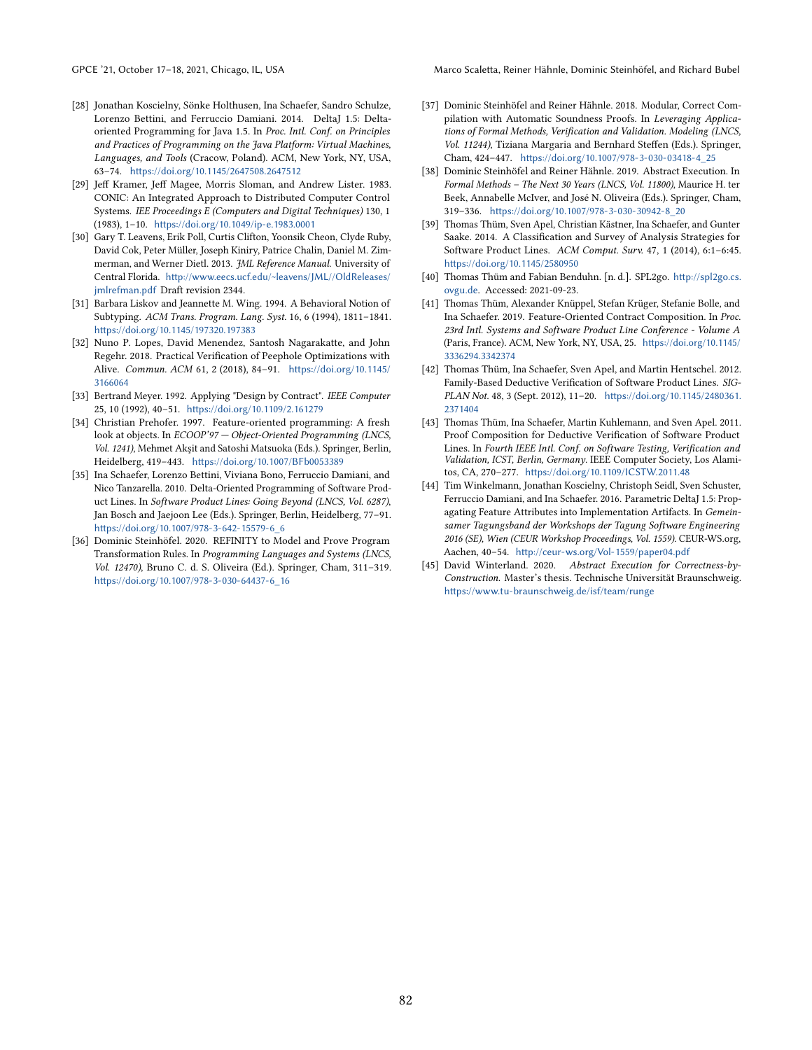[28] Jonathan Koscielny, Sönke Holthusen, Ina Schaefer, Sandro Schulze, Lorenzo Bettini, and Ferruccio Damiani. 2014. DeltaJ 1.5: Delta-oriented Programming for Java 1.5. In *Proc. Intl. Conf. on Principles and Practices of Programming on the Java Platform: Virtual Machines, Languages, and Tools* (Cracow, Poland). ACM, New York, NY, USA, 63–74. https://doi.org/10.1145/2647508.2647512

[29] Jeff Kramer, Jeff Magee, Morris Sloman, and Andrew Lister. 1983. CONIC: An Integrated Approach to Distributed Computer Control Systems. *IEE Proceedings E (Computers and Digital Techniques)* 130, 1 (1983), 1–10. https://doi.org/10.1049/ip-e.1983.0001

[30] Gary T. Leavens, Erik Poll, Curtis Clifton, Yoonsik Cheon, Clyde Ruby, David Cok, Peter Müller, Joseph Kiniry, Patrice Chalin, Daniel M. Zimmerman, and Werner Dietl. 2013. *JML Reference Manual.* University of Central Florida. http://www.eecs.ucf.edu/~leavens/JML//OldReleases/jmlrefman.pdf Draft revision 2344.

[31] Barbara Liskov and Jeannette M. Wing. 1994. A Behavioral Notion of Subtyping. *ACM Trans. Program. Lang. Syst.* 16, 6 (1994), 1811–1841. https://doi.org/10.1145/197320.197383

[32] Nuno P. Lopes, David Menendez, Santosh Nagarakatte, and John Regehr. 2018. Practical Verification of Peephole Optimizations with Alive. *Commun. ACM* 61, 2 (2018), 84–91. https://doi.org/10.1145/3166064

[33] Bertrand Meyer. 1992. Applying "Design by Contract". *IEEE Computer* 25, 10 (1992), 40–51. https://doi.org/10.1109/2.161279

[34] Christian Prehofer. 1997. Feature-oriented programming: A fresh look at objects. In *ECOOP'97 — Object-Oriented Programming (LNCS, Vol. 1241)*, Mehmet Akşit and Satoshi Matsuoka (Eds.). Springer, Berlin, Heidelberg, 419–443. https://doi.org/10.1007/BFb0053389

[35] Ina Schaefer, Lorenzo Bettini, Viviana Bono, Ferruccio Damiani, and Nico Tanzarella. 2010. Delta-Oriented Programming of Software Product Lines. In *Software Product Lines: Going Beyond (LNCS, Vol. 6287)*, Jan Bosch and Jaejoon Lee (Eds.). Springer, Berlin, Heidelberg, 77–91. https://doi.org/10.1007/978-3-642-15579-6_6

[36] Dominic Steinhöfel. 2020. REFINITY to Model and Prove Program Transformation Rules. In *Programming Languages and Systems (LNCS, Vol. 12470)*, Bruno C. d. S. Oliveira (Ed.). Springer, Cham, 311–319. https://doi.org/10.1007/978-3-030-64437-6_16

[37] Dominic Steinhöfel and Reiner Hähnle. 2018. Modular, Correct Compilation with Automatic Soundness Proofs. In *Leveraging Applications of Formal Methods, Verification and Validation. Modeling (LNCS, Vol. 11244)*, Tiziana Margaria and Bernhard Steffen (Eds.). Springer, Cham, 424–447. https://doi.org/10.1007/978-3-030-03418-4_25

[38] Dominic Steinhöfel and Reiner Hähnle. 2019. Abstract Execution. In *Formal Methods – The Next 30 Years (LNCS, Vol. 11800)*, Maurice H. ter Beek, Annabelle McIver, and José N. Oliveira (Eds.). Springer, Cham, 319–336. https://doi.org/10.1007/978-3-030-30942-8_20

[39] Thomas Thüm, Sven Apel, Christian Kästner, Ina Schaefer, and Gunter Saake. 2014. A Classification and Survey of Analysis Strategies for Software Product Lines. *ACM Comput. Surv.* 47, 1 (2014), 6:1–6:45. https://doi.org/10.1145/2580950

[40] Thomas Thüm and Fabian Benduhn. [n. d.]. SPL2go. http://spl2go.cs.ovgu.de. Accessed: 2021-09-23.

[41] Thomas Thüm, Alexander Knüppel, Stefan Krüger, Stefanie Bolle, and Ina Schaefer. 2019. Feature-Oriented Contract Composition. In *Proc. 23rd Intl. Systems and Software Product Line Conference - Volume A* (Paris, France). ACM, New York, NY, USA, 25. https://doi.org/10.1145/3336294.3342374

[42] Thomas Thüm, Ina Schaefer, Sven Apel, and Martin Hentschel. 2012. Family-Based Deductive Verification of Software Product Lines. *SIGPLAN Not.* 48, 3 (Sept. 2012), 11–20. https://doi.org/10.1145/2480361.2371404

[43] Thomas Thüm, Ina Schaefer, Martin Kuhlemann, and Sven Apel. 2011. Proof Composition for Deductive Verification of Software Product Lines. In *Fourth IEEE Intl. Conf. on Software Testing, Verification and Validation, ICST, Berlin, Germany*. IEEE Computer Society, Los Alamitos, CA, 270–277. https://doi.org/10.1109/ICSTW.2011.48

[44] Tim Winkelmann, Jonathan Koscielny, Christoph Seidl, Sven Schuster, Ferruccio Damiani, and Ina Schaefer. 2016. Parametric DeltaJ 1.5: Propagating Feature Attributes into Implementation Artifacts. In *Gemeinsamer Tagungsband der Workshops der Tagung Software Engineering 2016 (SE), Wien (CEUR Workshop Proceedings, Vol. 1559)*. CEUR-WS.org, Aachen, 40–54. http://ceur-ws.org/Vol-1559/paper04.pdf

[45] David Winterland. 2020. *Abstract Execution for Correctness-by-Construction.* Master's thesis. Technische Universität Braunschweig. https://www.tu-braunschweig.de/isf/team/runge